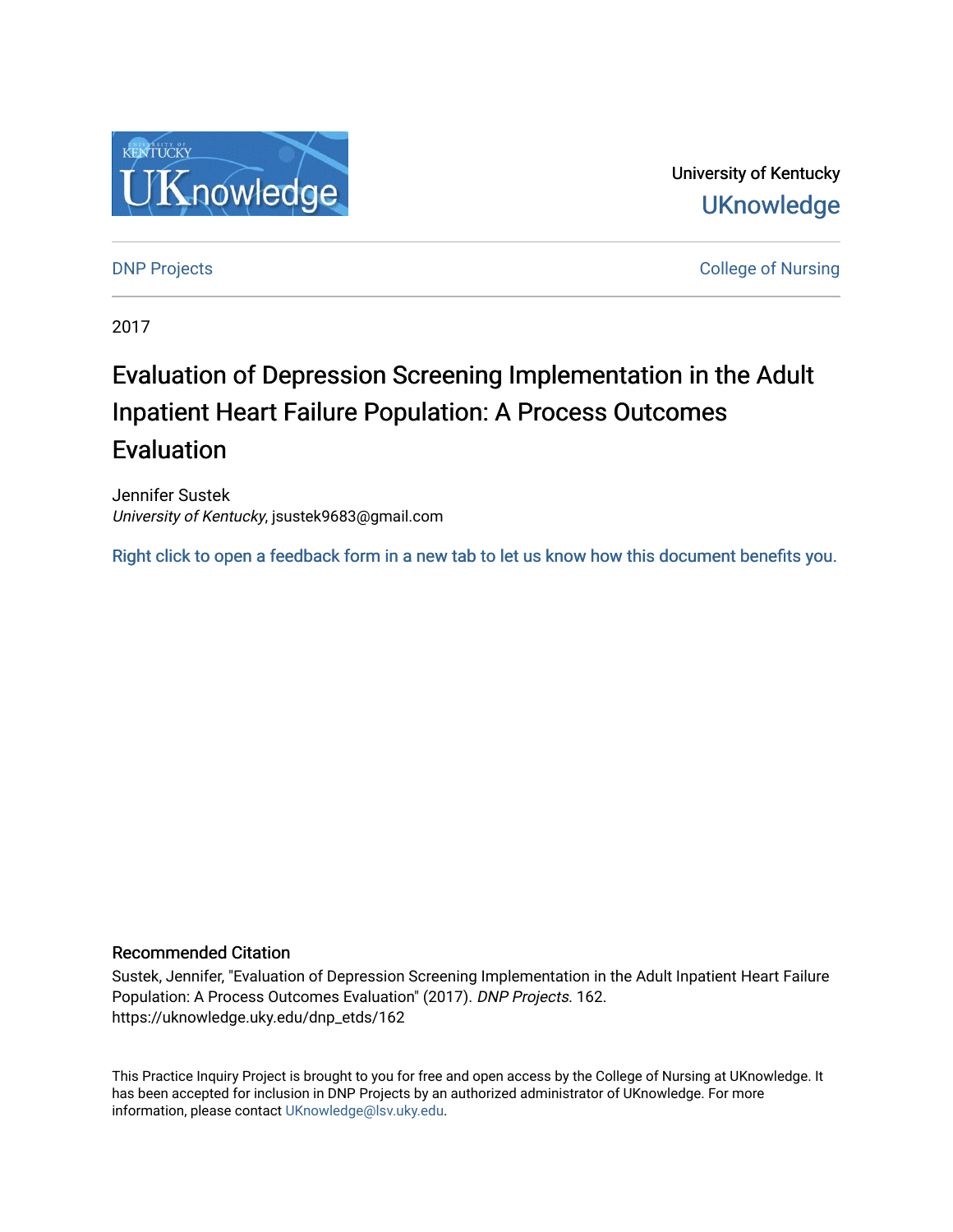University of Kentucky

UKnowledge

DNP Projects

College of Nursing

2017

# Evaluation of Depression Screening Implementation in the Adult Inpatient Heart Failure Population: A Process Outcomes Evaluation

Jennifer Sustek
*University of Kentucky*, jsustek9683@gmail.com

Right click to open a feedback form in a new tab to let us know how this document benefits you.

## Recommended Citation

Sustek, Jennifer, "Evaluation of Depression Screening Implementation in the Adult Inpatient Heart Failure Population: A Process Outcomes Evaluation" (2017). *DNP Projects*. 162.
https://uknowledge.uky.edu/dnp_etds/162

This Practice Inquiry Project is brought to you for free and open access by the College of Nursing at UKnowledge. It has been accepted for inclusion in DNP Projects by an authorized administrator of UKnowledge. For more information, please contact UKnowledge@lsv.uky.edu.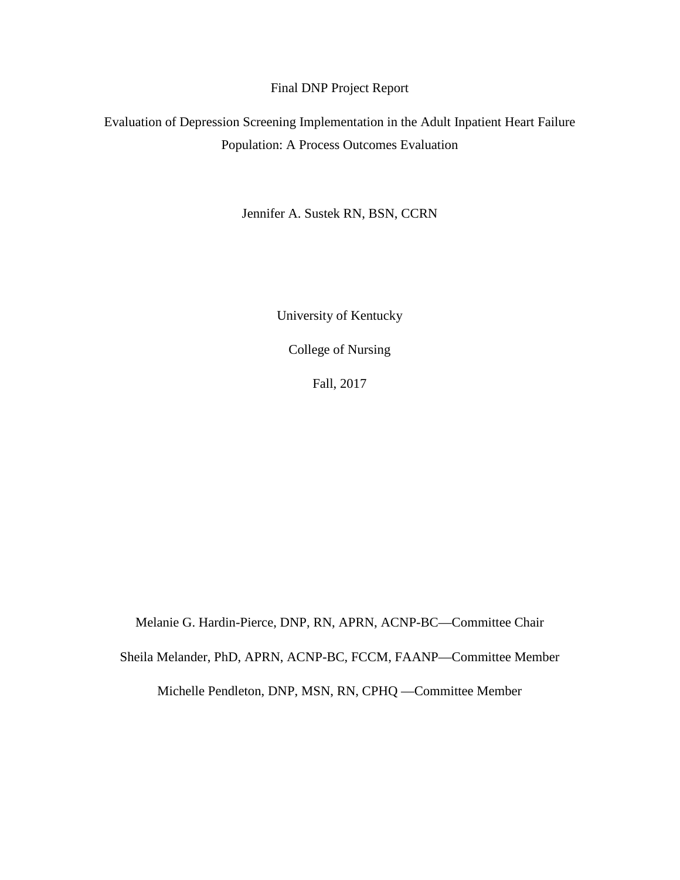Final DNP Project Report

# Evaluation of Depression Screening Implementation in the Adult Inpatient Heart Failure Population: A Process Outcomes Evaluation

Jennifer A. Sustek RN, BSN, CCRN

University of Kentucky

College of Nursing

Fall, 2017

Melanie G. Hardin-Pierce, DNP, RN, APRN, ACNP-BC—Committee Chair

Sheila Melander, PhD, APRN, ACNP-BC, FCCM, FAANP—Committee Member

Michelle Pendleton, DNP, MSN, RN, CPHQ —Committee Member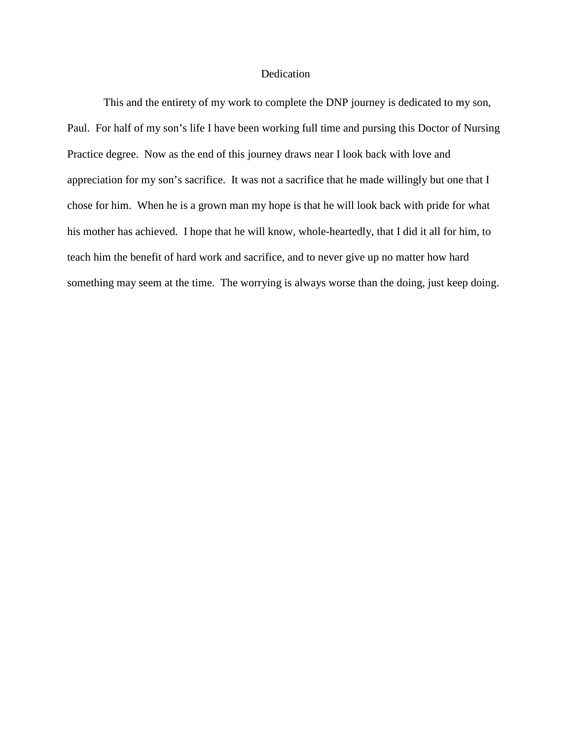# Dedication

This and the entirety of my work to complete the DNP journey is dedicated to my son, Paul. For half of my son's life I have been working full time and pursing this Doctor of Nursing Practice degree. Now as the end of this journey draws near I look back with love and appreciation for my son's sacrifice. It was not a sacrifice that he made willingly but one that I chose for him. When he is a grown man my hope is that he will look back with pride for what his mother has achieved. I hope that he will know, whole-heartedly, that I did it all for him, to teach him the benefit of hard work and sacrifice, and to never give up no matter how hard something may seem at the time. The worrying is always worse than the doing, just keep doing.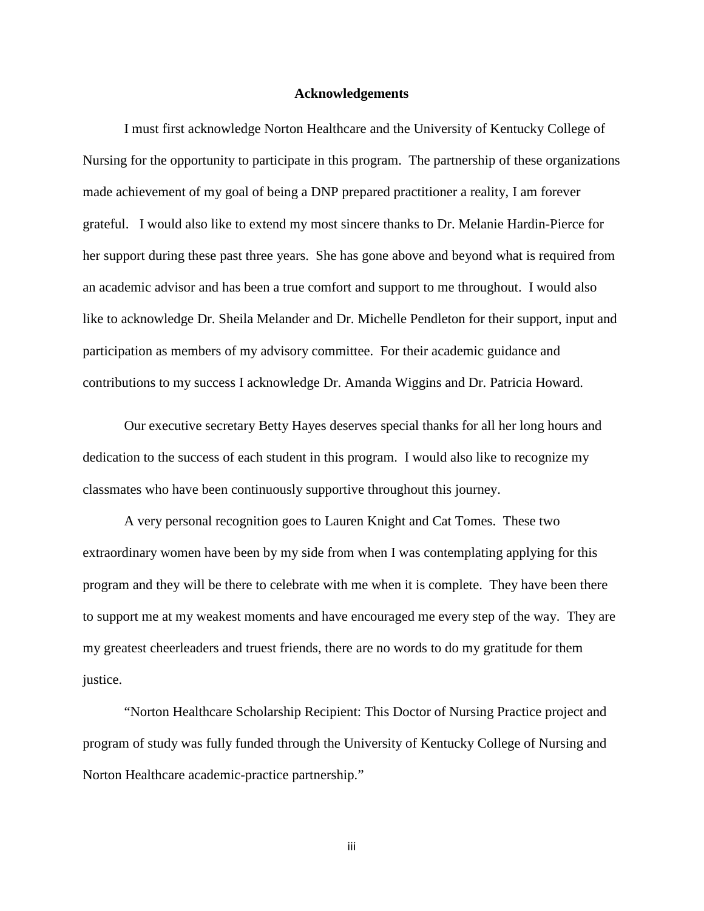# Acknowledgements

I must first acknowledge Norton Healthcare and the University of Kentucky College of Nursing for the opportunity to participate in this program. The partnership of these organizations made achievement of my goal of being a DNP prepared practitioner a reality, I am forever grateful. I would also like to extend my most sincere thanks to Dr. Melanie Hardin-Pierce for her support during these past three years. She has gone above and beyond what is required from an academic advisor and has been a true comfort and support to me throughout. I would also like to acknowledge Dr. Sheila Melander and Dr. Michelle Pendleton for their support, input and participation as members of my advisory committee. For their academic guidance and contributions to my success I acknowledge Dr. Amanda Wiggins and Dr. Patricia Howard.

Our executive secretary Betty Hayes deserves special thanks for all her long hours and dedication to the success of each student in this program. I would also like to recognize my classmates who have been continuously supportive throughout this journey.

A very personal recognition goes to Lauren Knight and Cat Tomes. These two extraordinary women have been by my side from when I was contemplating applying for this program and they will be there to celebrate with me when it is complete. They have been there to support me at my weakest moments and have encouraged me every step of the way. They are my greatest cheerleaders and truest friends, there are no words to do my gratitude for them justice.

"Norton Healthcare Scholarship Recipient: This Doctor of Nursing Practice project and program of study was fully funded through the University of Kentucky College of Nursing and Norton Healthcare academic-practice partnership."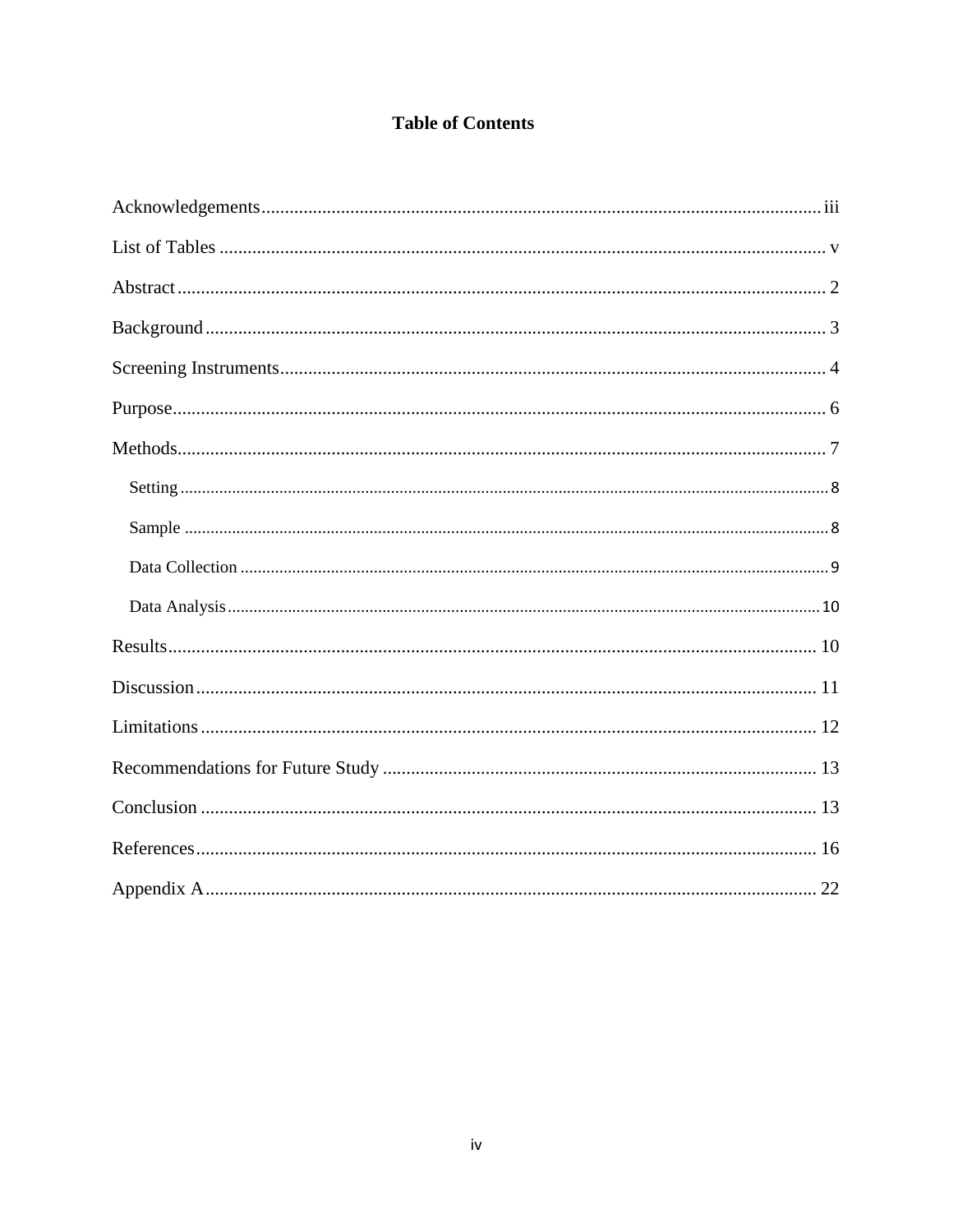# Table of Contents

Acknowledgements ........................................................................ iii

List of Tables ................................................................................ v

Abstract ........................................................................................ 2

Background ................................................................................... 3

Screening Instruments ................................................................... 4

Purpose .......................................................................................... 6

Methods ......................................................................................... 7

- Setting ....................................................................................... 8
- Sample ...................................................................................... 8
- Data Collection ......................................................................... 9
- Data Analysis ........................................................................... 10

Results .......................................................................................... 10

Discussion .................................................................................... 11

Limitations .................................................................................... 12

Recommendations for Future Study ............................................. 13

Conclusion .................................................................................... 13

References .................................................................................... 16

Appendix A .................................................................................. 22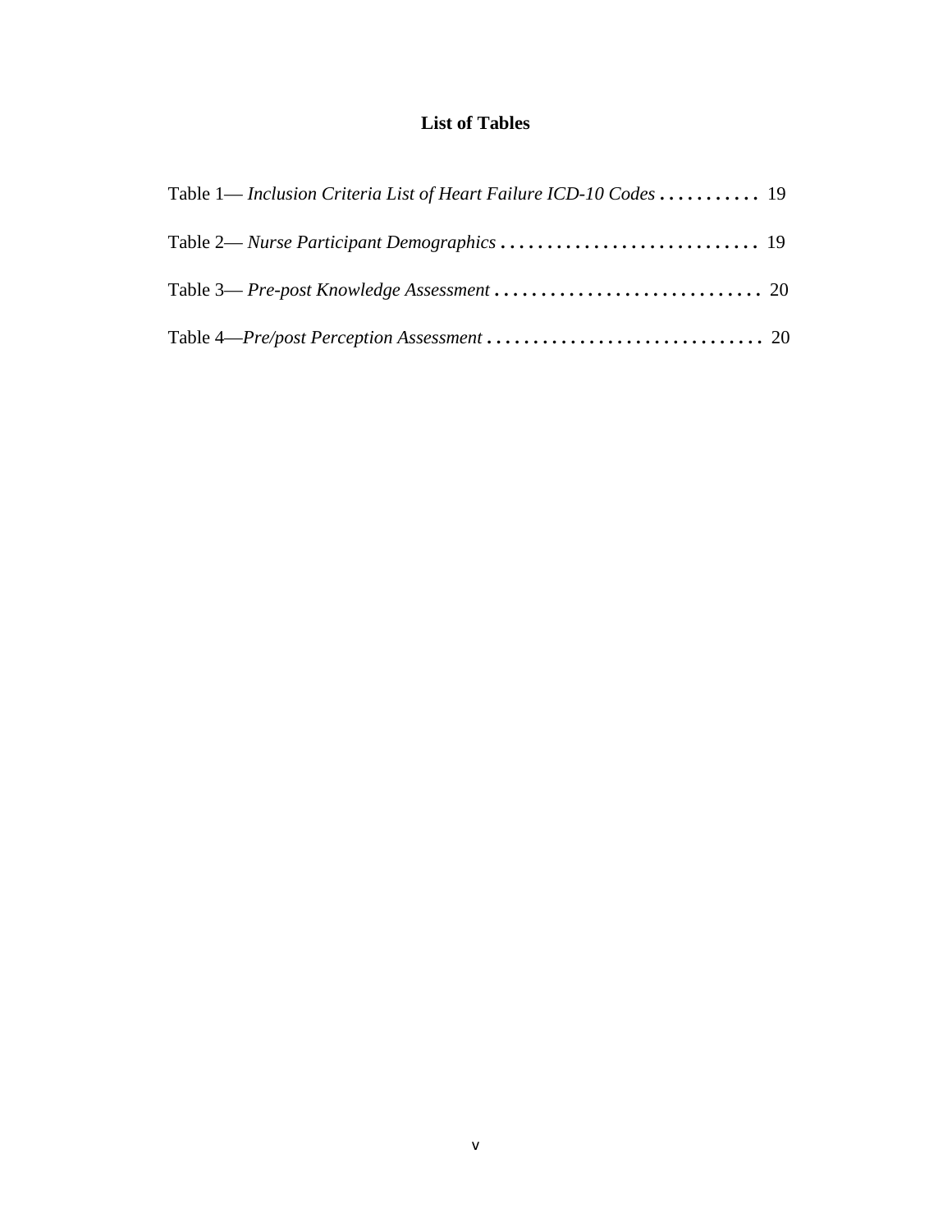# List of Tables

Table 1— *Inclusion Criteria List of Heart Failure ICD-10 Codes* . . . . . . . . . . . 19

Table 2— *Nurse Participant Demographics* . . . . . . . . . . . . . . . . . . . . . . . . . . . . 19

Table 3— *Pre-post Knowledge Assessment* . . . . . . . . . . . . . . . . . . . . . . . . . . . . . 20

Table 4—*Pre/post Perception Assessment* . . . . . . . . . . . . . . . . . . . . . . . . . . . . . . 20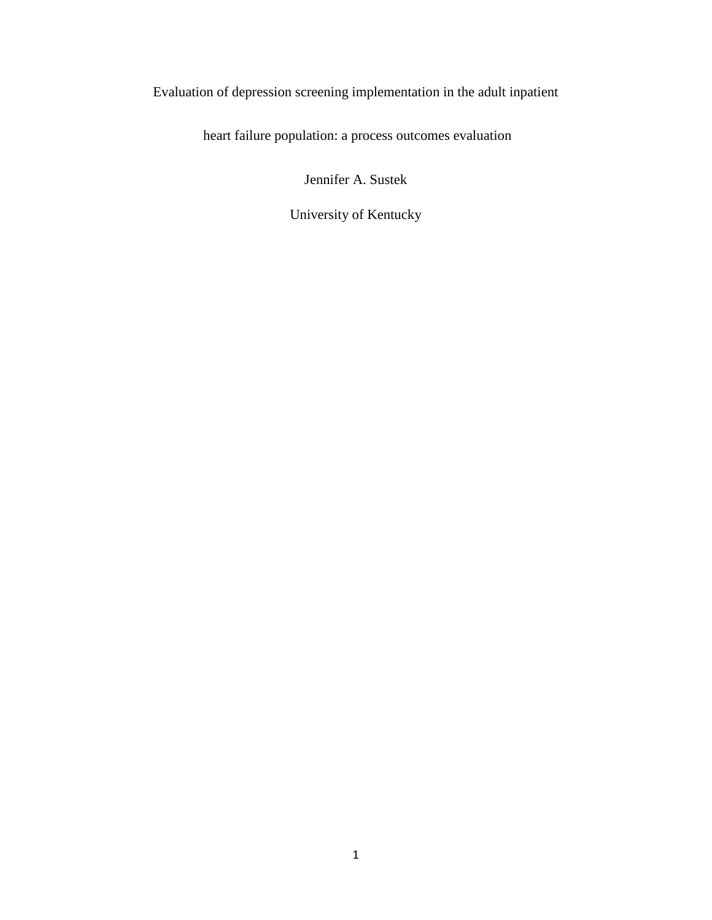Evaluation of depression screening implementation in the adult inpatient heart failure population: a process outcomes evaluation

Jennifer A. Sustek

University of Kentucky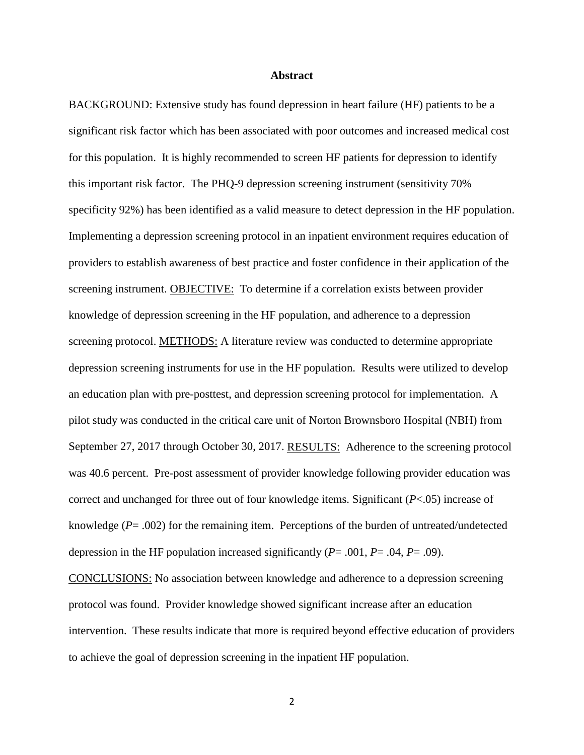# Abstract

<u>BACKGROUND:</u> Extensive study has found depression in heart failure (HF) patients to be a significant risk factor which has been associated with poor outcomes and increased medical cost for this population. It is highly recommended to screen HF patients for depression to identify this important risk factor. The PHQ-9 depression screening instrument (sensitivity 70% specificity 92%) has been identified as a valid measure to detect depression in the HF population. Implementing a depression screening protocol in an inpatient environment requires education of providers to establish awareness of best practice and foster confidence in their application of the screening instrument. <u>OBJECTIVE:</u> To determine if a correlation exists between provider knowledge of depression screening in the HF population, and adherence to a depression screening protocol. <u>METHODS:</u> A literature review was conducted to determine appropriate depression screening instruments for use in the HF population. Results were utilized to develop an education plan with pre-posttest, and depression screening protocol for implementation. A pilot study was conducted in the critical care unit of Norton Brownsboro Hospital (NBH) from September 27, 2017 through October 30, 2017. <u>RESULTS:</u> Adherence to the screening protocol was 40.6 percent. Pre-post assessment of provider knowledge following provider education was correct and unchanged for three out of four knowledge items. Significant ($P<.05$) increase of knowledge ($P= .002$) for the remaining item. Perceptions of the burden of untreated/undetected depression in the HF population increased significantly ($P= .001$, $P= .04$, $P= .09$). <u>CONCLUSIONS:</u> No association between knowledge and adherence to a depression screening protocol was found. Provider knowledge showed significant increase after an education intervention. These results indicate that more is required beyond effective education of providers to achieve the goal of depression screening in the inpatient HF population.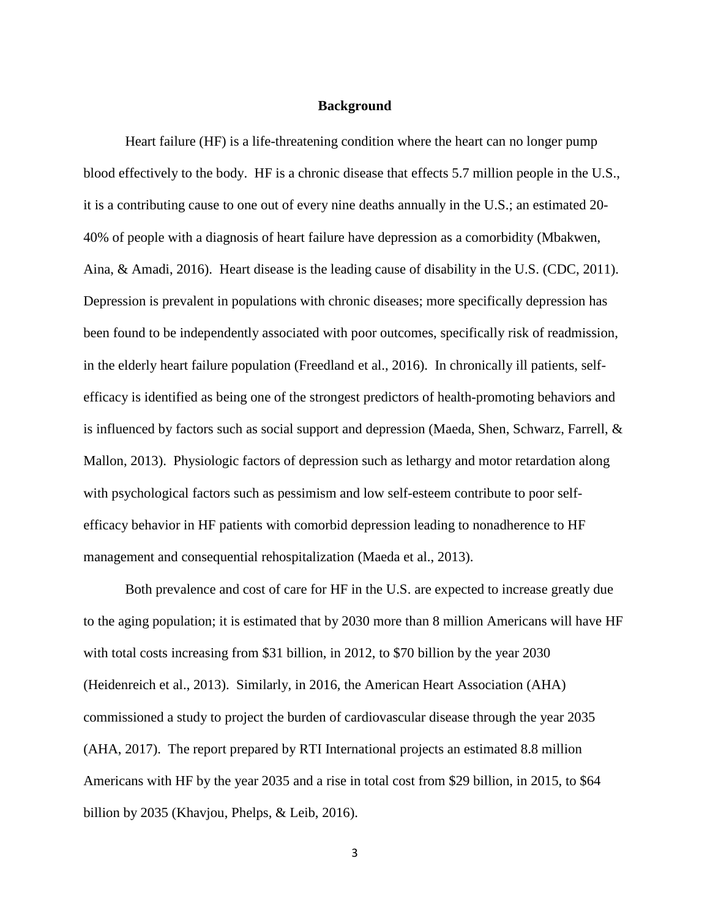## Background

Heart failure (HF) is a life-threatening condition where the heart can no longer pump blood effectively to the body. HF is a chronic disease that effects 5.7 million people in the U.S., it is a contributing cause to one out of every nine deaths annually in the U.S.; an estimated 20-40% of people with a diagnosis of heart failure have depression as a comorbidity (Mbakwen, Aina, & Amadi, 2016). Heart disease is the leading cause of disability in the U.S. (CDC, 2011). Depression is prevalent in populations with chronic diseases; more specifically depression has been found to be independently associated with poor outcomes, specifically risk of readmission, in the elderly heart failure population (Freedland et al., 2016). In chronically ill patients, self-efficacy is identified as being one of the strongest predictors of health-promoting behaviors and is influenced by factors such as social support and depression (Maeda, Shen, Schwarz, Farrell, & Mallon, 2013). Physiologic factors of depression such as lethargy and motor retardation along with psychological factors such as pessimism and low self-esteem contribute to poor self-efficacy behavior in HF patients with comorbid depression leading to nonadherence to HF management and consequential rehospitalization (Maeda et al., 2013).

Both prevalence and cost of care for HF in the U.S. are expected to increase greatly due to the aging population; it is estimated that by 2030 more than 8 million Americans will have HF with total costs increasing from $31 billion, in 2012, to $70 billion by the year 2030 (Heidenreich et al., 2013). Similarly, in 2016, the American Heart Association (AHA) commissioned a study to project the burden of cardiovascular disease through the year 2035 (AHA, 2017). The report prepared by RTI International projects an estimated 8.8 million Americans with HF by the year 2035 and a rise in total cost from $29 billion, in 2015, to $64 billion by 2035 (Khavjou, Phelps, & Leib, 2016).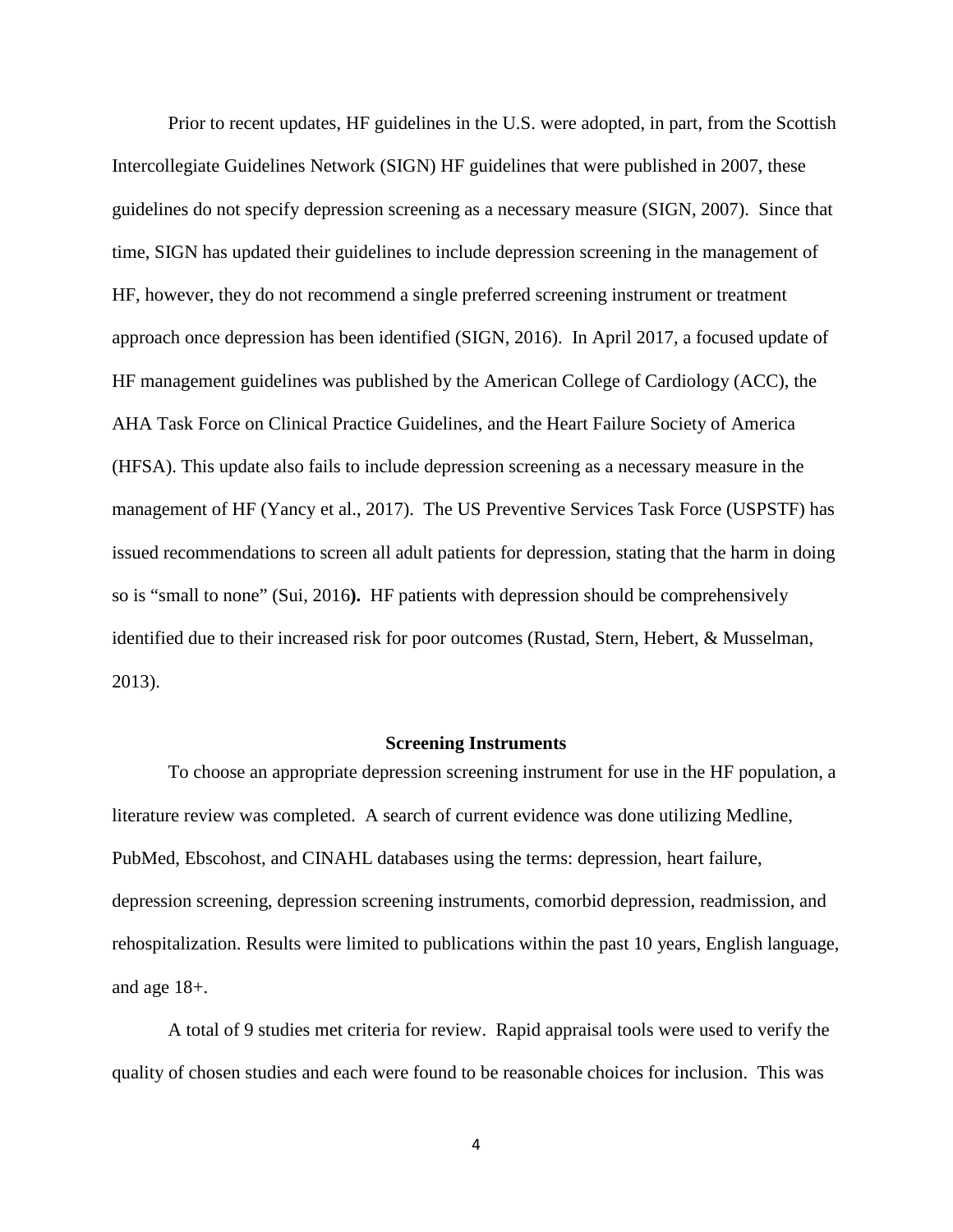Prior to recent updates, HF guidelines in the U.S. were adopted, in part, from the Scottish Intercollegiate Guidelines Network (SIGN) HF guidelines that were published in 2007, these guidelines do not specify depression screening as a necessary measure (SIGN, 2007). Since that time, SIGN has updated their guidelines to include depression screening in the management of HF, however, they do not recommend a single preferred screening instrument or treatment approach once depression has been identified (SIGN, 2016). In April 2017, a focused update of HF management guidelines was published by the American College of Cardiology (ACC), the AHA Task Force on Clinical Practice Guidelines, and the Heart Failure Society of America (HFSA). This update also fails to include depression screening as a necessary measure in the management of HF (Yancy et al., 2017). The US Preventive Services Task Force (USPSTF) has issued recommendations to screen all adult patients for depression, stating that the harm in doing so is "small to none" (Sui, 2016**).** HF patients with depression should be comprehensively identified due to their increased risk for poor outcomes (Rustad, Stern, Hebert, & Musselman, 2013).

## Screening Instruments

To choose an appropriate depression screening instrument for use in the HF population, a literature review was completed. A search of current evidence was done utilizing Medline, PubMed, Ebscohost, and CINAHL databases using the terms: depression, heart failure, depression screening, depression screening instruments, comorbid depression, readmission, and rehospitalization. Results were limited to publications within the past 10 years, English language, and age 18+.

A total of 9 studies met criteria for review. Rapid appraisal tools were used to verify the quality of chosen studies and each were found to be reasonable choices for inclusion. This was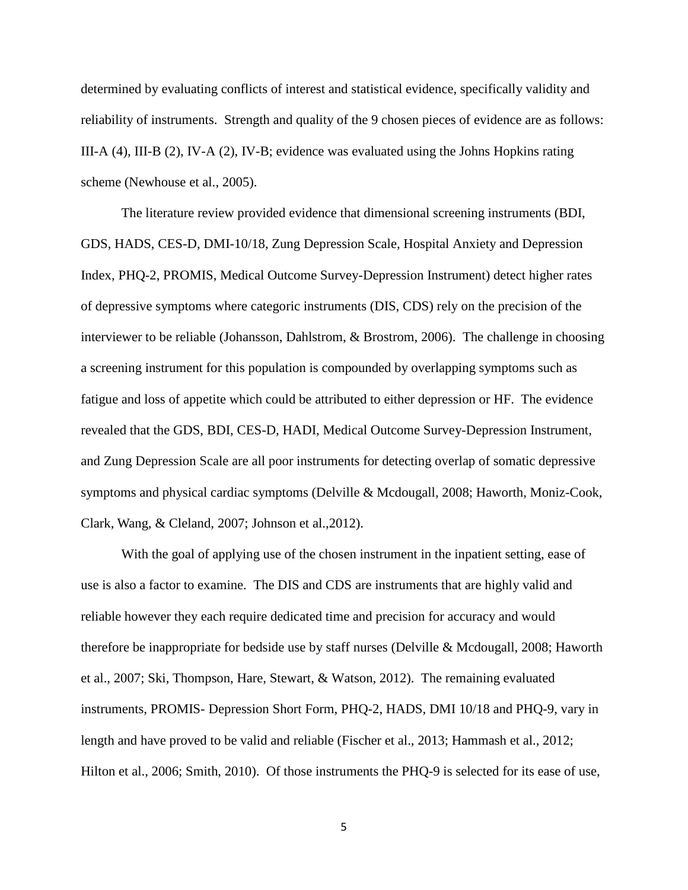determined by evaluating conflicts of interest and statistical evidence, specifically validity and reliability of instruments. Strength and quality of the 9 chosen pieces of evidence are as follows: III-A (4), III-B (2), IV-A (2), IV-B; evidence was evaluated using the Johns Hopkins rating scheme (Newhouse et al., 2005).

The literature review provided evidence that dimensional screening instruments (BDI, GDS, HADS, CES-D, DMI-10/18, Zung Depression Scale, Hospital Anxiety and Depression Index, PHQ-2, PROMIS, Medical Outcome Survey-Depression Instrument) detect higher rates of depressive symptoms where categoric instruments (DIS, CDS) rely on the precision of the interviewer to be reliable (Johansson, Dahlstrom, & Brostrom, 2006). The challenge in choosing a screening instrument for this population is compounded by overlapping symptoms such as fatigue and loss of appetite which could be attributed to either depression or HF. The evidence revealed that the GDS, BDI, CES-D, HADI, Medical Outcome Survey-Depression Instrument, and Zung Depression Scale are all poor instruments for detecting overlap of somatic depressive symptoms and physical cardiac symptoms (Delville & Mcdougall, 2008; Haworth, Moniz-Cook, Clark, Wang, & Cleland, 2007; Johnson et al.,2012).

With the goal of applying use of the chosen instrument in the inpatient setting, ease of use is also a factor to examine. The DIS and CDS are instruments that are highly valid and reliable however they each require dedicated time and precision for accuracy and would therefore be inappropriate for bedside use by staff nurses (Delville & Mcdougall, 2008; Haworth et al., 2007; Ski, Thompson, Hare, Stewart, & Watson, 2012). The remaining evaluated instruments, PROMIS- Depression Short Form, PHQ-2, HADS, DMI 10/18 and PHQ-9, vary in length and have proved to be valid and reliable (Fischer et al., 2013; Hammash et al., 2012; Hilton et al., 2006; Smith, 2010). Of those instruments the PHQ-9 is selected for its ease of use,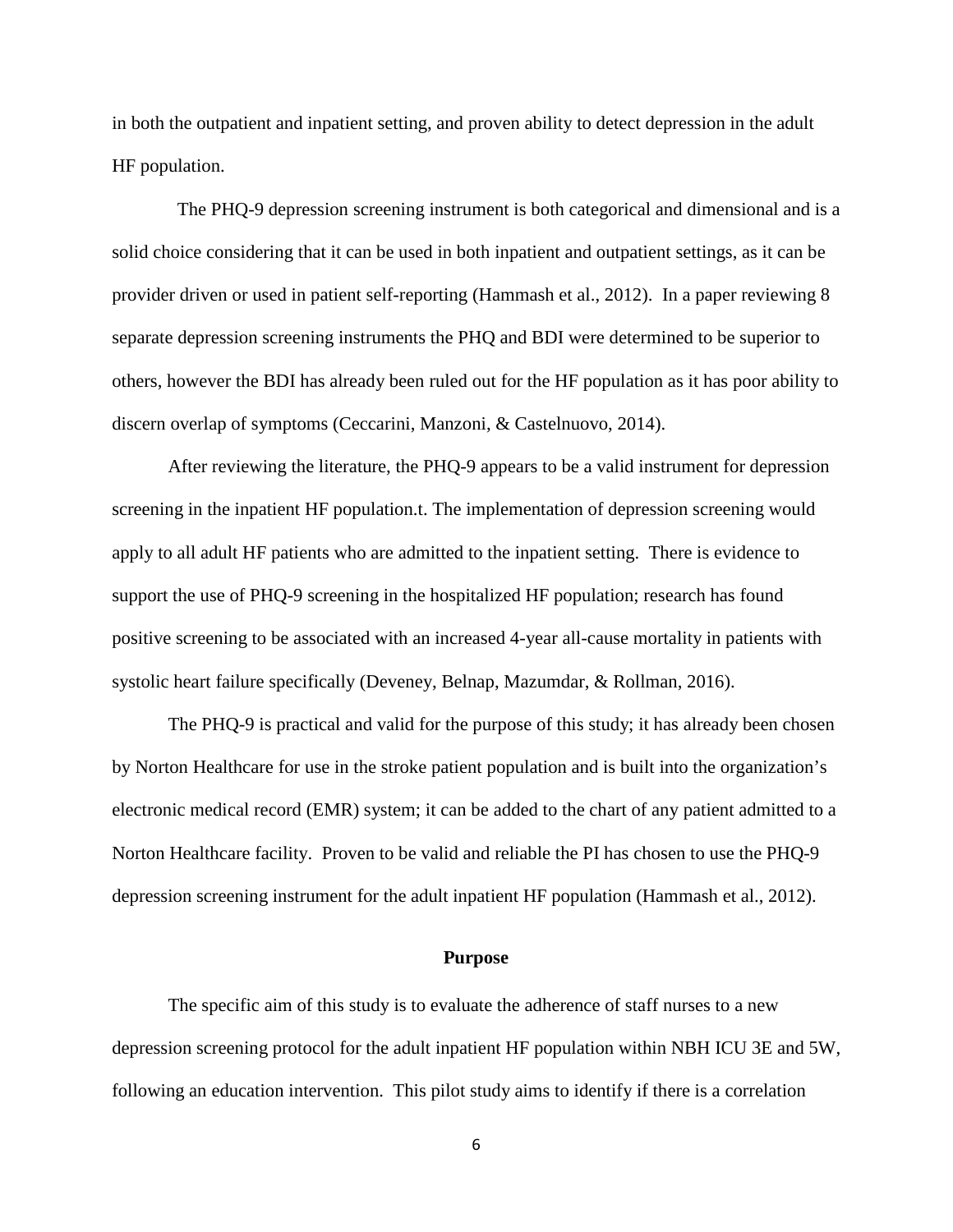in both the outpatient and inpatient setting, and proven ability to detect depression in the adult HF population.

The PHQ-9 depression screening instrument is both categorical and dimensional and is a solid choice considering that it can be used in both inpatient and outpatient settings, as it can be provider driven or used in patient self-reporting (Hammash et al., 2012). In a paper reviewing 8 separate depression screening instruments the PHQ and BDI were determined to be superior to others, however the BDI has already been ruled out for the HF population as it has poor ability to discern overlap of symptoms (Ceccarini, Manzoni, & Castelnuovo, 2014).

After reviewing the literature, the PHQ-9 appears to be a valid instrument for depression screening in the inpatient HF population.t. The implementation of depression screening would apply to all adult HF patients who are admitted to the inpatient setting. There is evidence to support the use of PHQ-9 screening in the hospitalized HF population; research has found positive screening to be associated with an increased 4-year all-cause mortality in patients with systolic heart failure specifically (Deveney, Belnap, Mazumdar, & Rollman, 2016).

The PHQ-9 is practical and valid for the purpose of this study; it has already been chosen by Norton Healthcare for use in the stroke patient population and is built into the organization's electronic medical record (EMR) system; it can be added to the chart of any patient admitted to a Norton Healthcare facility. Proven to be valid and reliable the PI has chosen to use the PHQ-9 depression screening instrument for the adult inpatient HF population (Hammash et al., 2012).

## Purpose

The specific aim of this study is to evaluate the adherence of staff nurses to a new depression screening protocol for the adult inpatient HF population within NBH ICU 3E and 5W, following an education intervention. This pilot study aims to identify if there is a correlation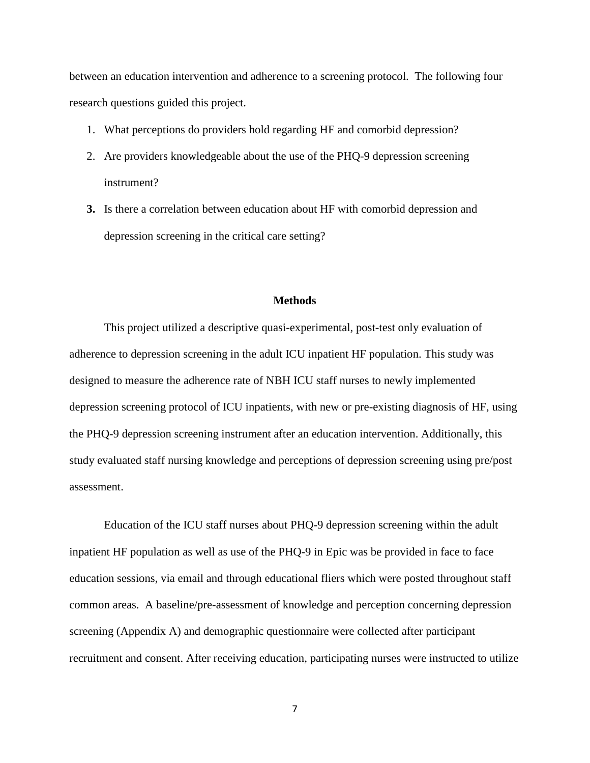between an education intervention and adherence to a screening protocol. The following four research questions guided this project.

1. What perceptions do providers hold regarding HF and comorbid depression?
2. Are providers knowledgeable about the use of the PHQ-9 depression screening instrument?
3. Is there a correlation between education about HF with comorbid depression and depression screening in the critical care setting?

## Methods

This project utilized a descriptive quasi-experimental, post-test only evaluation of adherence to depression screening in the adult ICU inpatient HF population. This study was designed to measure the adherence rate of NBH ICU staff nurses to newly implemented depression screening protocol of ICU inpatients, with new or pre-existing diagnosis of HF, using the PHQ-9 depression screening instrument after an education intervention. Additionally, this study evaluated staff nursing knowledge and perceptions of depression screening using pre/post assessment.

Education of the ICU staff nurses about PHQ-9 depression screening within the adult inpatient HF population as well as use of the PHQ-9 in Epic was be provided in face to face education sessions, via email and through educational fliers which were posted throughout staff common areas. A baseline/pre-assessment of knowledge and perception concerning depression screening (Appendix A) and demographic questionnaire were collected after participant recruitment and consent. After receiving education, participating nurses were instructed to utilize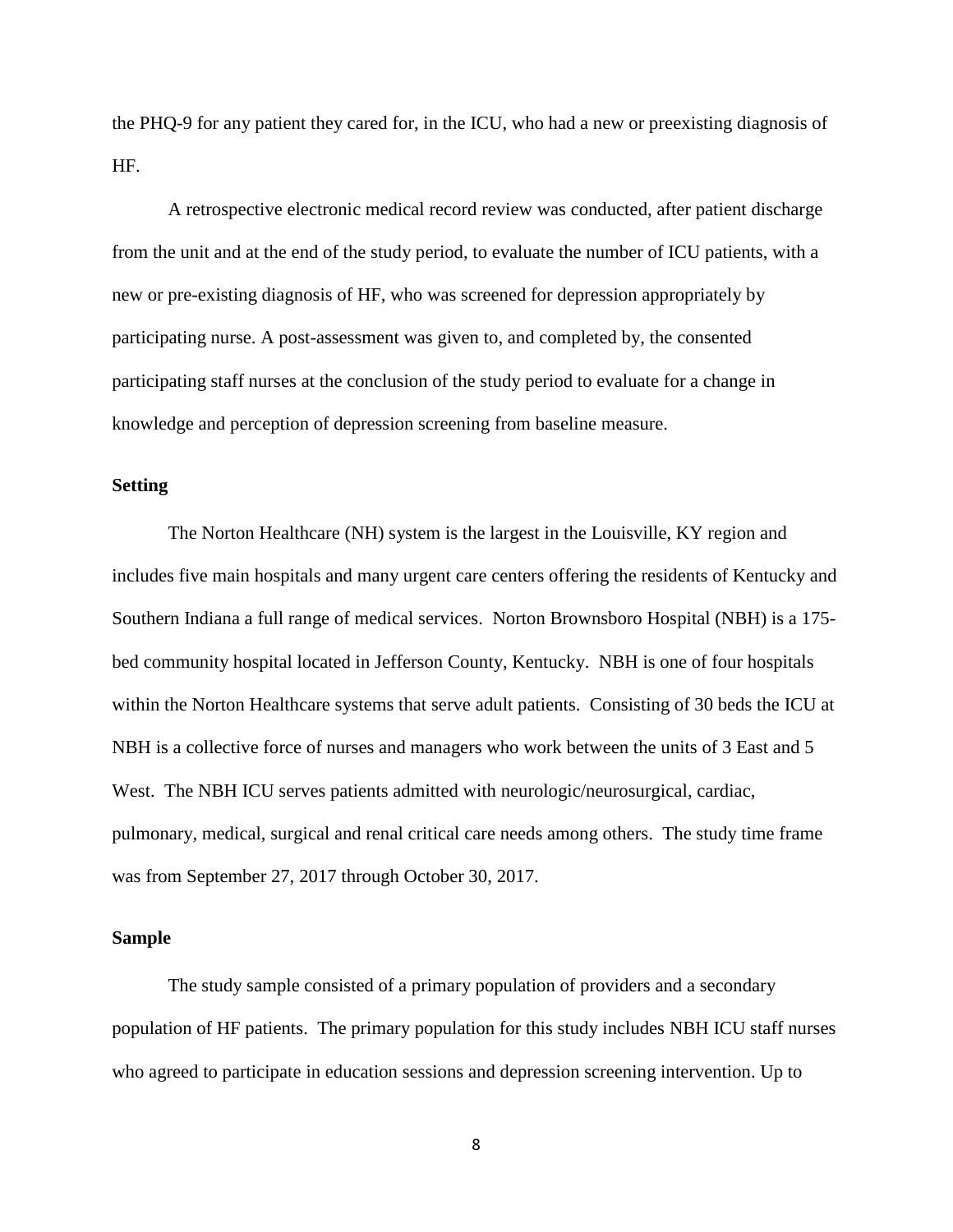the PHQ-9 for any patient they cared for, in the ICU, who had a new or preexisting diagnosis of HF.

A retrospective electronic medical record review was conducted, after patient discharge from the unit and at the end of the study period, to evaluate the number of ICU patients, with a new or pre-existing diagnosis of HF, who was screened for depression appropriately by participating nurse. A post-assessment was given to, and completed by, the consented participating staff nurses at the conclusion of the study period to evaluate for a change in knowledge and perception of depression screening from baseline measure.

**Setting**

The Norton Healthcare (NH) system is the largest in the Louisville, KY region and includes five main hospitals and many urgent care centers offering the residents of Kentucky and Southern Indiana a full range of medical services. Norton Brownsboro Hospital (NBH) is a 175-bed community hospital located in Jefferson County, Kentucky. NBH is one of four hospitals within the Norton Healthcare systems that serve adult patients. Consisting of 30 beds the ICU at NBH is a collective force of nurses and managers who work between the units of 3 East and 5 West. The NBH ICU serves patients admitted with neurologic/neurosurgical, cardiac, pulmonary, medical, surgical and renal critical care needs among others. The study time frame was from September 27, 2017 through October 30, 2017.

**Sample**

The study sample consisted of a primary population of providers and a secondary population of HF patients. The primary population for this study includes NBH ICU staff nurses who agreed to participate in education sessions and depression screening intervention. Up to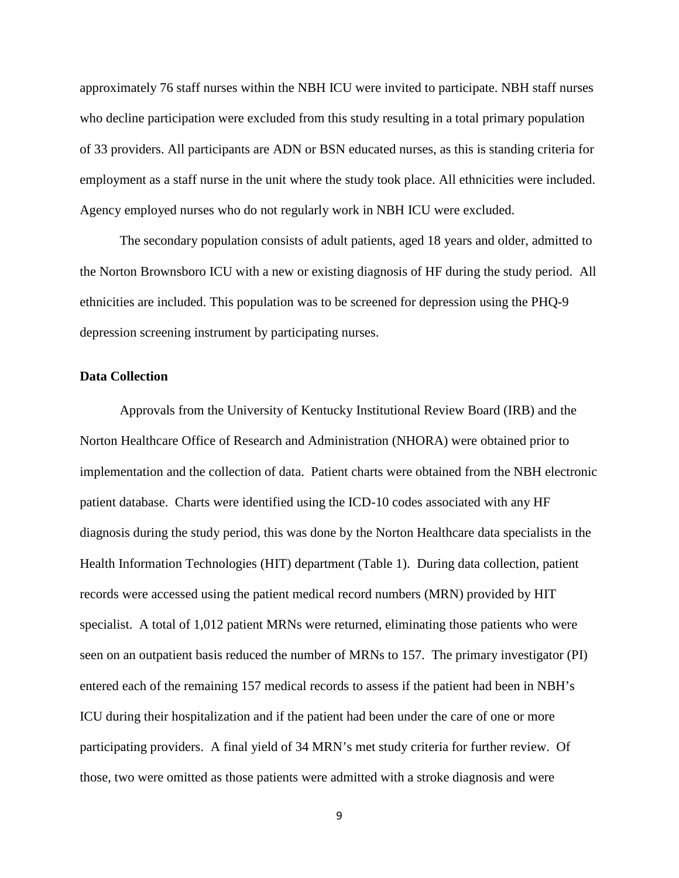approximately 76 staff nurses within the NBH ICU were invited to participate. NBH staff nurses who decline participation were excluded from this study resulting in a total primary population of 33 providers. All participants are ADN or BSN educated nurses, as this is standing criteria for employment as a staff nurse in the unit where the study took place. All ethnicities were included. Agency employed nurses who do not regularly work in NBH ICU were excluded.

The secondary population consists of adult patients, aged 18 years and older, admitted to the Norton Brownsboro ICU with a new or existing diagnosis of HF during the study period. All ethnicities are included. This population was to be screened for depression using the PHQ-9 depression screening instrument by participating nurses.

**Data Collection**

Approvals from the University of Kentucky Institutional Review Board (IRB) and the Norton Healthcare Office of Research and Administration (NHORA) were obtained prior to implementation and the collection of data. Patient charts were obtained from the NBH electronic patient database. Charts were identified using the ICD-10 codes associated with any HF diagnosis during the study period, this was done by the Norton Healthcare data specialists in the Health Information Technologies (HIT) department (Table 1). During data collection, patient records were accessed using the patient medical record numbers (MRN) provided by HIT specialist. A total of 1,012 patient MRNs were returned, eliminating those patients who were seen on an outpatient basis reduced the number of MRNs to 157. The primary investigator (PI) entered each of the remaining 157 medical records to assess if the patient had been in NBH's ICU during their hospitalization and if the patient had been under the care of one or more participating providers. A final yield of 34 MRN's met study criteria for further review. Of those, two were omitted as those patients were admitted with a stroke diagnosis and were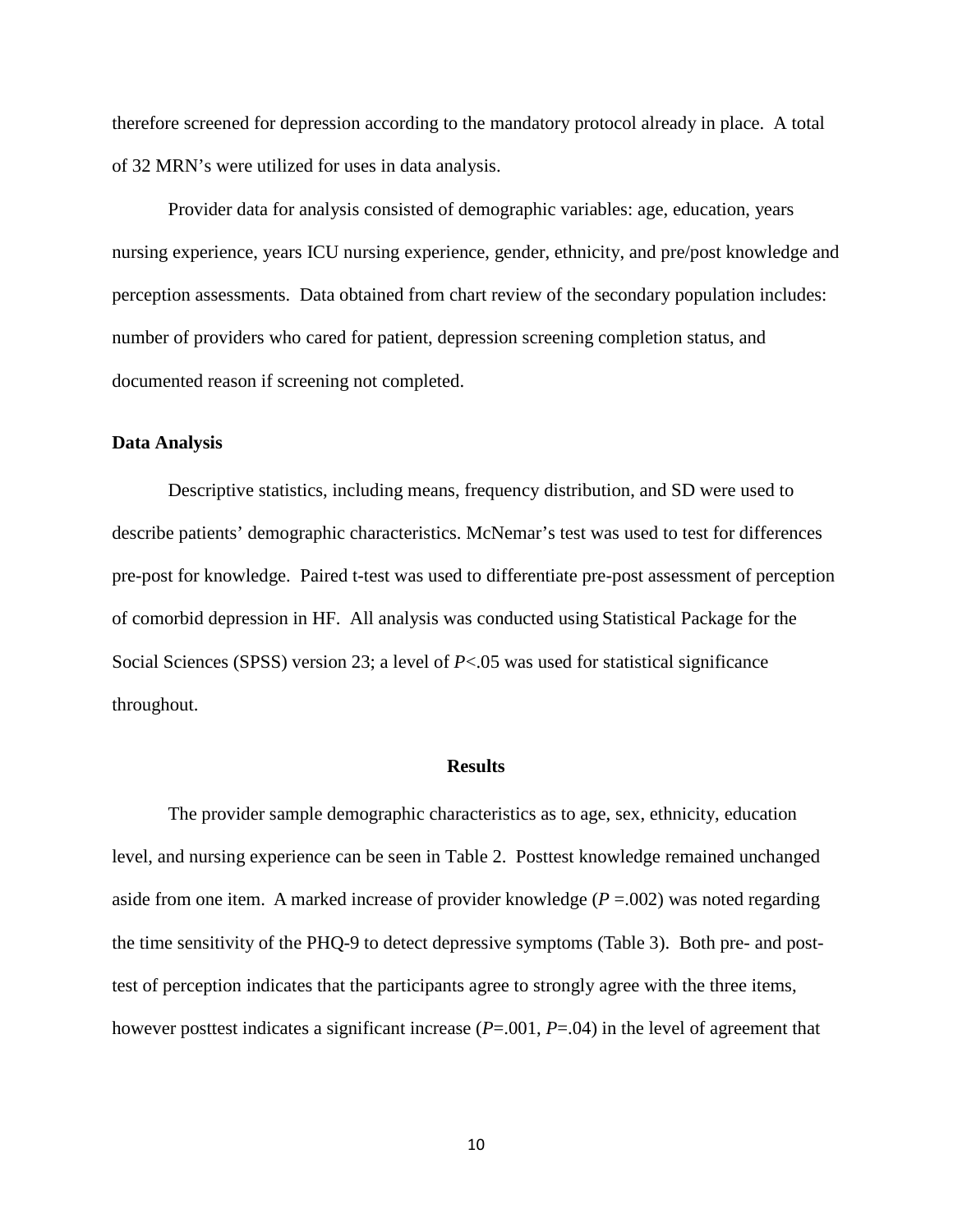therefore screened for depression according to the mandatory protocol already in place. A total of 32 MRN's were utilized for uses in data analysis.

Provider data for analysis consisted of demographic variables: age, education, years nursing experience, years ICU nursing experience, gender, ethnicity, and pre/post knowledge and perception assessments. Data obtained from chart review of the secondary population includes: number of providers who cared for patient, depression screening completion status, and documented reason if screening not completed.

### Data Analysis

Descriptive statistics, including means, frequency distribution, and SD were used to describe patients' demographic characteristics. McNemar's test was used to test for differences pre-post for knowledge. Paired t-test was used to differentiate pre-post assessment of perception of comorbid depression in HF. All analysis was conducted using Statistical Package for the Social Sciences (SPSS) version 23; a level of $P<.05$ was used for statistical significance throughout.

## Results

The provider sample demographic characteristics as to age, sex, ethnicity, education level, and nursing experience can be seen in Table 2. Posttest knowledge remained unchanged aside from one item. A marked increase of provider knowledge ($P = .002$) was noted regarding the time sensitivity of the PHQ-9 to detect depressive symptoms (Table 3). Both pre- and post-test of perception indicates that the participants agree to strongly agree with the three items, however posttest indicates a significant increase ($P=.001$, $P=.04$) in the level of agreement that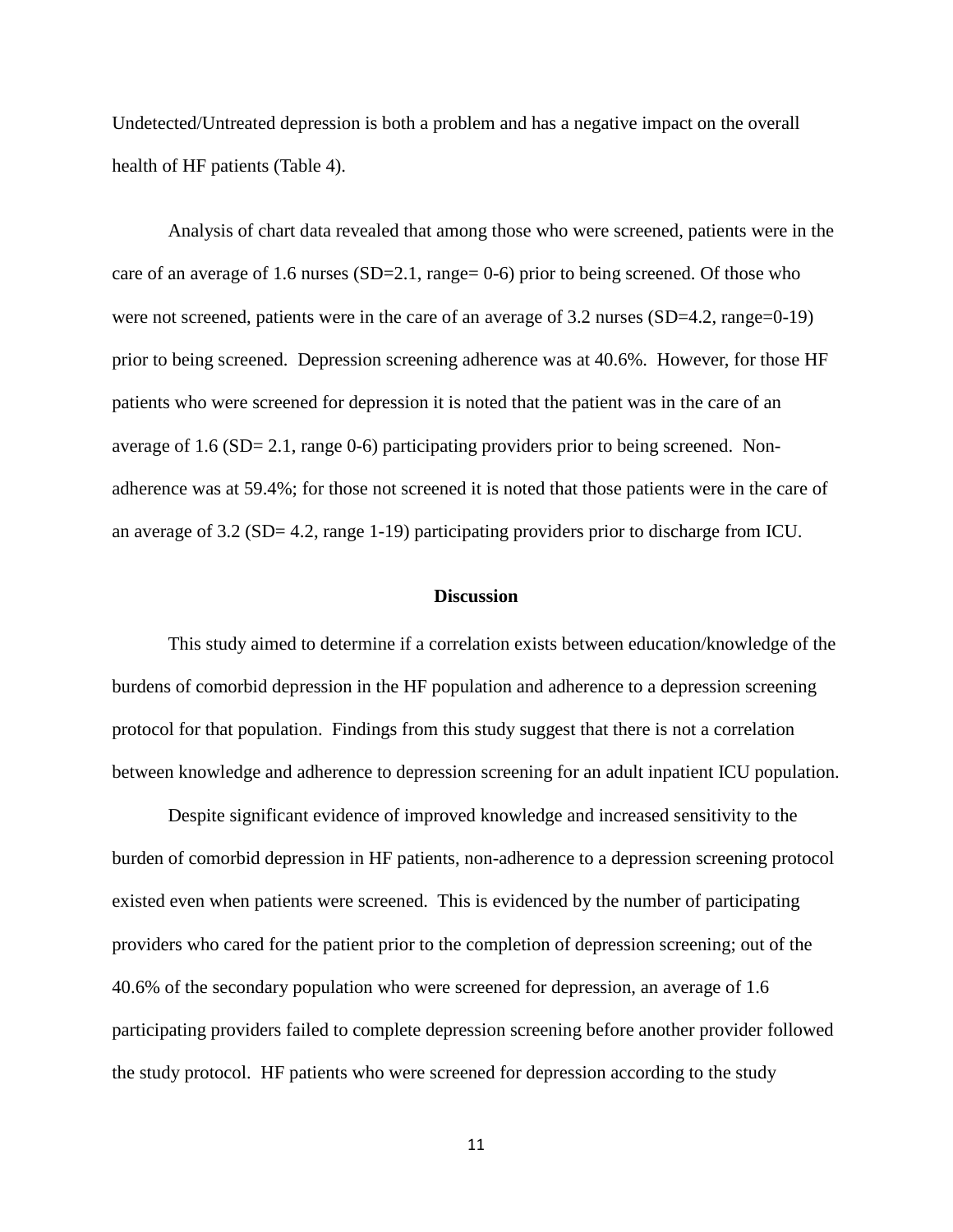Undetected/Untreated depression is both a problem and has a negative impact on the overall health of HF patients (Table 4).

Analysis of chart data revealed that among those who were screened, patients were in the care of an average of 1.6 nurses (SD=2.1, range= 0-6) prior to being screened. Of those who were not screened, patients were in the care of an average of 3.2 nurses (SD=4.2, range=0-19) prior to being screened. Depression screening adherence was at 40.6%. However, for those HF patients who were screened for depression it is noted that the patient was in the care of an average of 1.6 (SD= 2.1, range 0-6) participating providers prior to being screened. Non-adherence was at 59.4%; for those not screened it is noted that those patients were in the care of an average of 3.2 (SD= 4.2, range 1-19) participating providers prior to discharge from ICU.

## Discussion

This study aimed to determine if a correlation exists between education/knowledge of the burdens of comorbid depression in the HF population and adherence to a depression screening protocol for that population. Findings from this study suggest that there is not a correlation between knowledge and adherence to depression screening for an adult inpatient ICU population.

Despite significant evidence of improved knowledge and increased sensitivity to the burden of comorbid depression in HF patients, non-adherence to a depression screening protocol existed even when patients were screened. This is evidenced by the number of participating providers who cared for the patient prior to the completion of depression screening; out of the 40.6% of the secondary population who were screened for depression, an average of 1.6 participating providers failed to complete depression screening before another provider followed the study protocol. HF patients who were screened for depression according to the study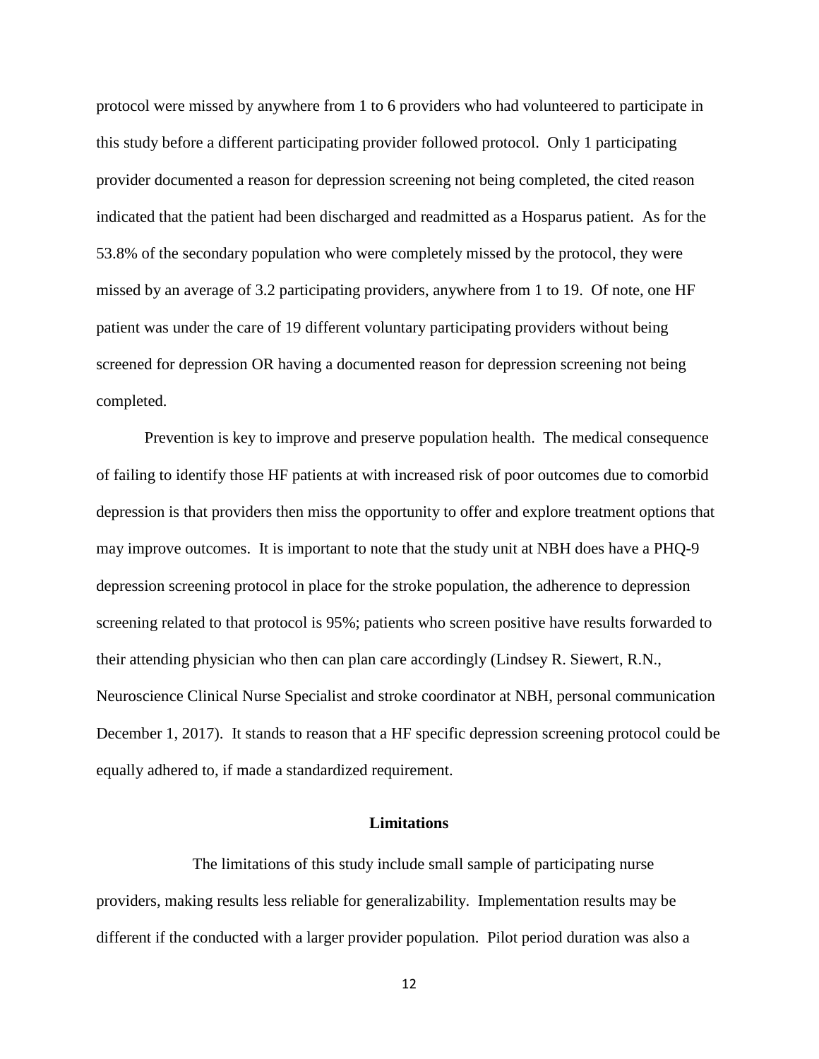protocol were missed by anywhere from 1 to 6 providers who had volunteered to participate in this study before a different participating provider followed protocol. Only 1 participating provider documented a reason for depression screening not being completed, the cited reason indicated that the patient had been discharged and readmitted as a Hosparus patient. As for the 53.8% of the secondary population who were completely missed by the protocol, they were missed by an average of 3.2 participating providers, anywhere from 1 to 19. Of note, one HF patient was under the care of 19 different voluntary participating providers without being screened for depression OR having a documented reason for depression screening not being completed.

Prevention is key to improve and preserve population health. The medical consequence of failing to identify those HF patients at with increased risk of poor outcomes due to comorbid depression is that providers then miss the opportunity to offer and explore treatment options that may improve outcomes. It is important to note that the study unit at NBH does have a PHQ-9 depression screening protocol in place for the stroke population, the adherence to depression screening related to that protocol is 95%; patients who screen positive have results forwarded to their attending physician who then can plan care accordingly (Lindsey R. Siewert, R.N., Neuroscience Clinical Nurse Specialist and stroke coordinator at NBH, personal communication December 1, 2017). It stands to reason that a HF specific depression screening protocol could be equally adhered to, if made a standardized requirement.

## Limitations

The limitations of this study include small sample of participating nurse providers, making results less reliable for generalizability. Implementation results may be different if the conducted with a larger provider population. Pilot period duration was also a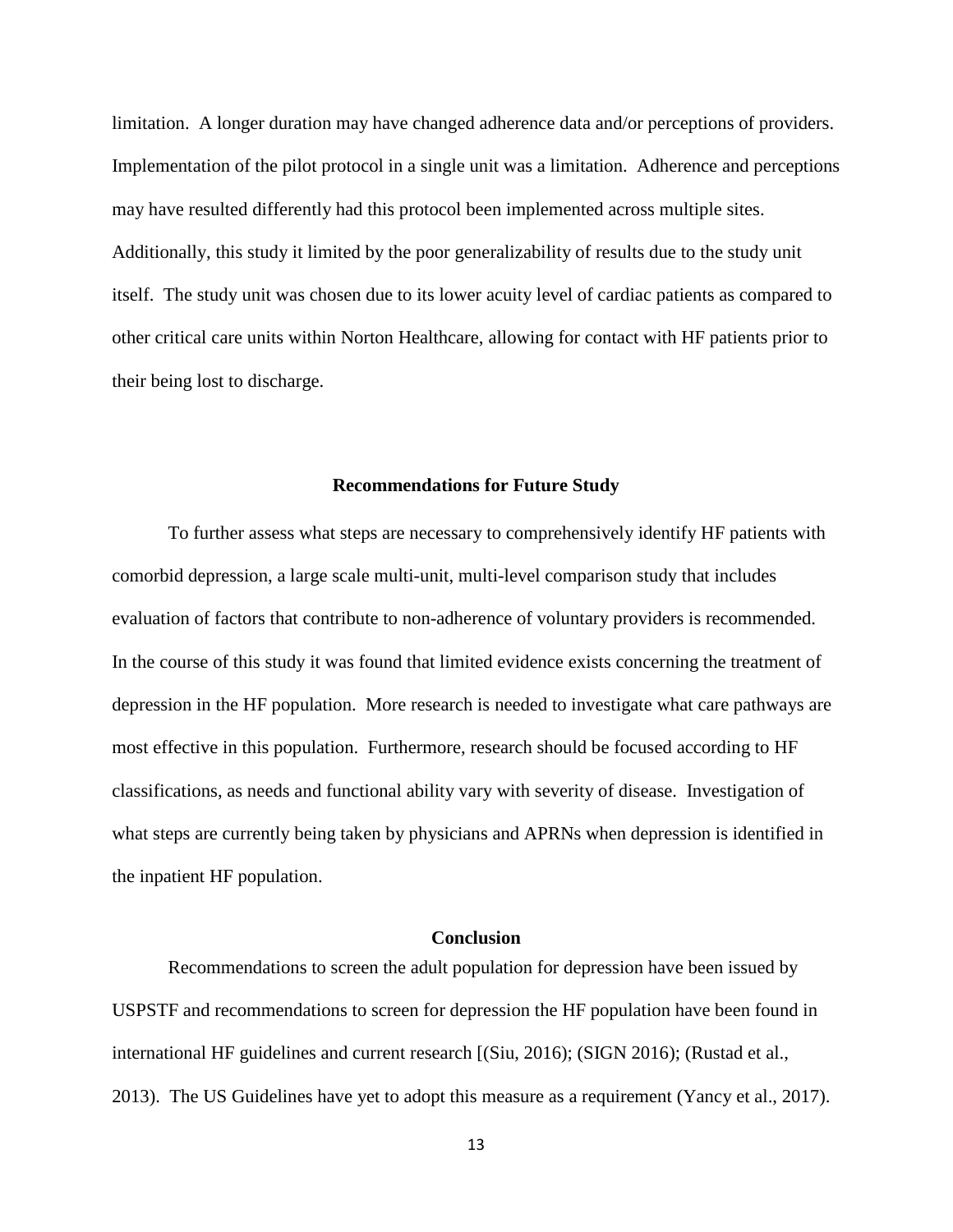limitation. A longer duration may have changed adherence data and/or perceptions of providers. Implementation of the pilot protocol in a single unit was a limitation. Adherence and perceptions may have resulted differently had this protocol been implemented across multiple sites. Additionally, this study it limited by the poor generalizability of results due to the study unit itself. The study unit was chosen due to its lower acuity level of cardiac patients as compared to other critical care units within Norton Healthcare, allowing for contact with HF patients prior to their being lost to discharge.

## Recommendations for Future Study

To further assess what steps are necessary to comprehensively identify HF patients with comorbid depression, a large scale multi-unit, multi-level comparison study that includes evaluation of factors that contribute to non-adherence of voluntary providers is recommended. In the course of this study it was found that limited evidence exists concerning the treatment of depression in the HF population. More research is needed to investigate what care pathways are most effective in this population. Furthermore, research should be focused according to HF classifications, as needs and functional ability vary with severity of disease. Investigation of what steps are currently being taken by physicians and APRNs when depression is identified in the inpatient HF population.

## Conclusion

Recommendations to screen the adult population for depression have been issued by USPSTF and recommendations to screen for depression the HF population have been found in international HF guidelines and current research [(Siu, 2016); (SIGN 2016); (Rustad et al., 2013). The US Guidelines have yet to adopt this measure as a requirement (Yancy et al., 2017).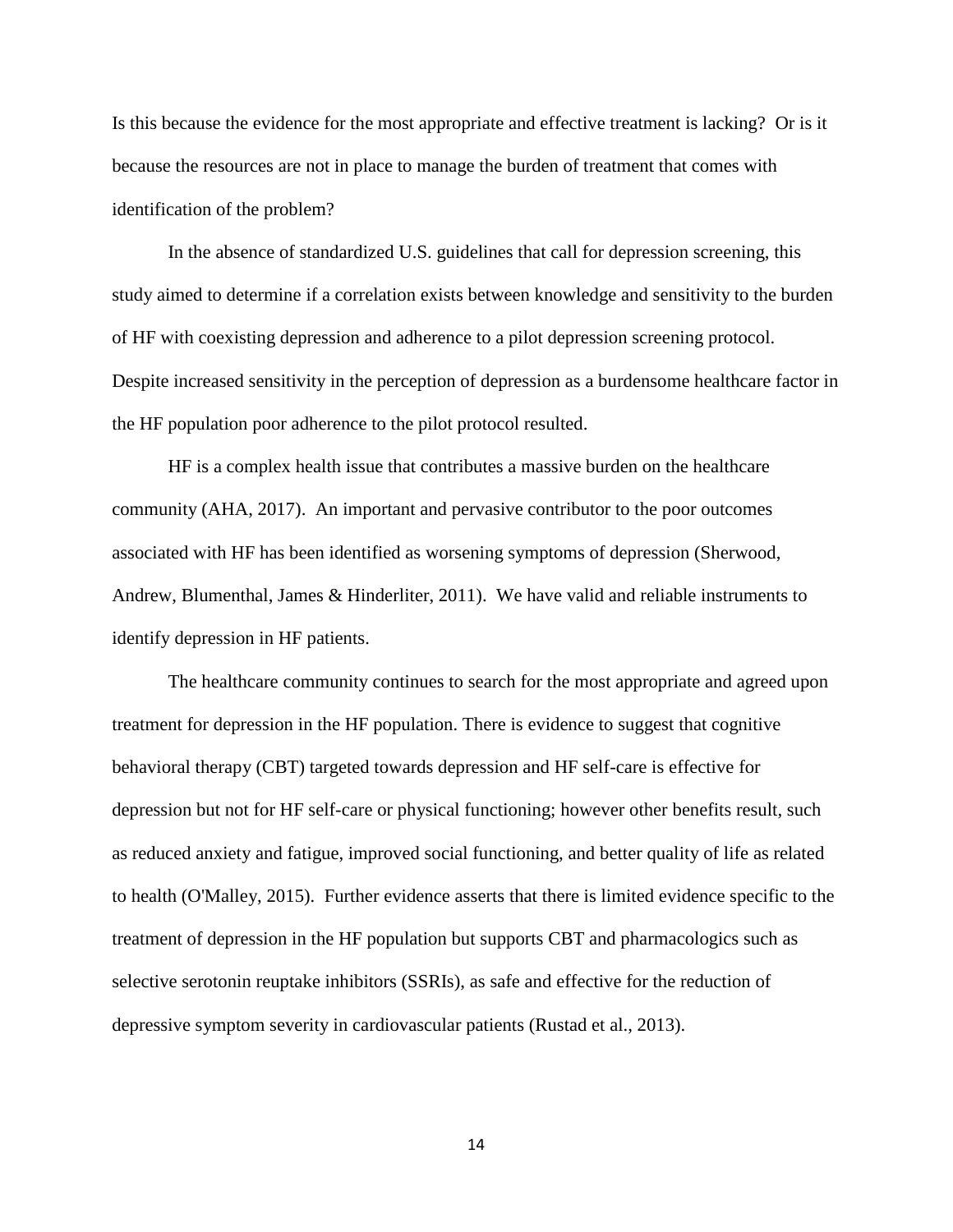Is this because the evidence for the most appropriate and effective treatment is lacking? Or is it because the resources are not in place to manage the burden of treatment that comes with identification of the problem?

In the absence of standardized U.S. guidelines that call for depression screening, this study aimed to determine if a correlation exists between knowledge and sensitivity to the burden of HF with coexisting depression and adherence to a pilot depression screening protocol. Despite increased sensitivity in the perception of depression as a burdensome healthcare factor in the HF population poor adherence to the pilot protocol resulted.

HF is a complex health issue that contributes a massive burden on the healthcare community (AHA, 2017). An important and pervasive contributor to the poor outcomes associated with HF has been identified as worsening symptoms of depression (Sherwood, Andrew, Blumenthal, James & Hinderliter, 2011). We have valid and reliable instruments to identify depression in HF patients.

The healthcare community continues to search for the most appropriate and agreed upon treatment for depression in the HF population. There is evidence to suggest that cognitive behavioral therapy (CBT) targeted towards depression and HF self-care is effective for depression but not for HF self-care or physical functioning; however other benefits result, such as reduced anxiety and fatigue, improved social functioning, and better quality of life as related to health (O'Malley, 2015). Further evidence asserts that there is limited evidence specific to the treatment of depression in the HF population but supports CBT and pharmacologics such as selective serotonin reuptake inhibitors (SSRIs), as safe and effective for the reduction of depressive symptom severity in cardiovascular patients (Rustad et al., 2013).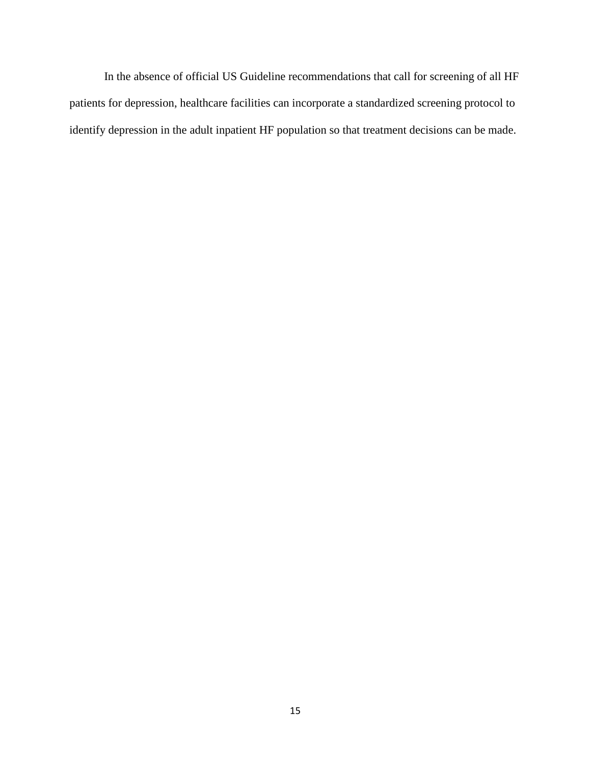In the absence of official US Guideline recommendations that call for screening of all HF patients for depression, healthcare facilities can incorporate a standardized screening protocol to identify depression in the adult inpatient HF population so that treatment decisions can be made.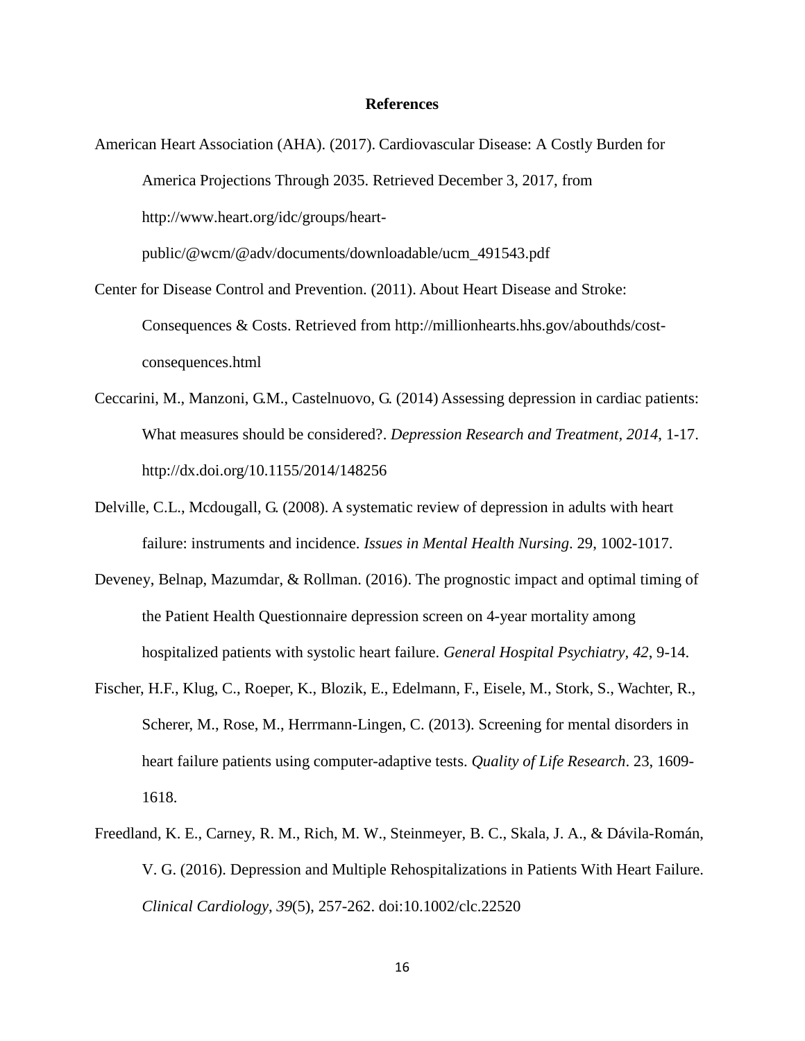# References

American Heart Association (AHA). (2017). Cardiovascular Disease: A Costly Burden for America Projections Through 2035. Retrieved December 3, 2017, from http://www.heart.org/idc/groups/heart-public/@wcm/@adv/documents/downloadable/ucm_491543.pdf

Center for Disease Control and Prevention. (2011). About Heart Disease and Stroke: Consequences & Costs. Retrieved from http://millionhearts.hhs.gov/abouthds/cost-consequences.html

Ceccarini, M., Manzoni, G.M., Castelnuovo, G. (2014) Assessing depression in cardiac patients: What measures should be considered?. *Depression Research and Treatment, 2014*, 1-17. http://dx.doi.org/10.1155/2014/148256

Delville, C.L., Mcdougall, G. (2008). A systematic review of depression in adults with heart failure: instruments and incidence. *Issues in Mental Health Nursing*. 29, 1002-1017.

Deveney, Belnap, Mazumdar, & Rollman. (2016). The prognostic impact and optimal timing of the Patient Health Questionnaire depression screen on 4-year mortality among hospitalized patients with systolic heart failure. *General Hospital Psychiatry, 42*, 9-14.

Fischer, H.F., Klug, C., Roeper, K., Blozik, E., Edelmann, F., Eisele, M., Stork, S., Wachter, R., Scherer, M., Rose, M., Herrmann-Lingen, C. (2013). Screening for mental disorders in heart failure patients using computer-adaptive tests. *Quality of Life Research*. 23, 1609-1618.

Freedland, K. E., Carney, R. M., Rich, M. W., Steinmeyer, B. C., Skala, J. A., & Dávila-Román, V. G. (2016). Depression and Multiple Rehospitalizations in Patients With Heart Failure. *Clinical Cardiology*, *39*(5), 257-262. doi:10.1002/clc.22520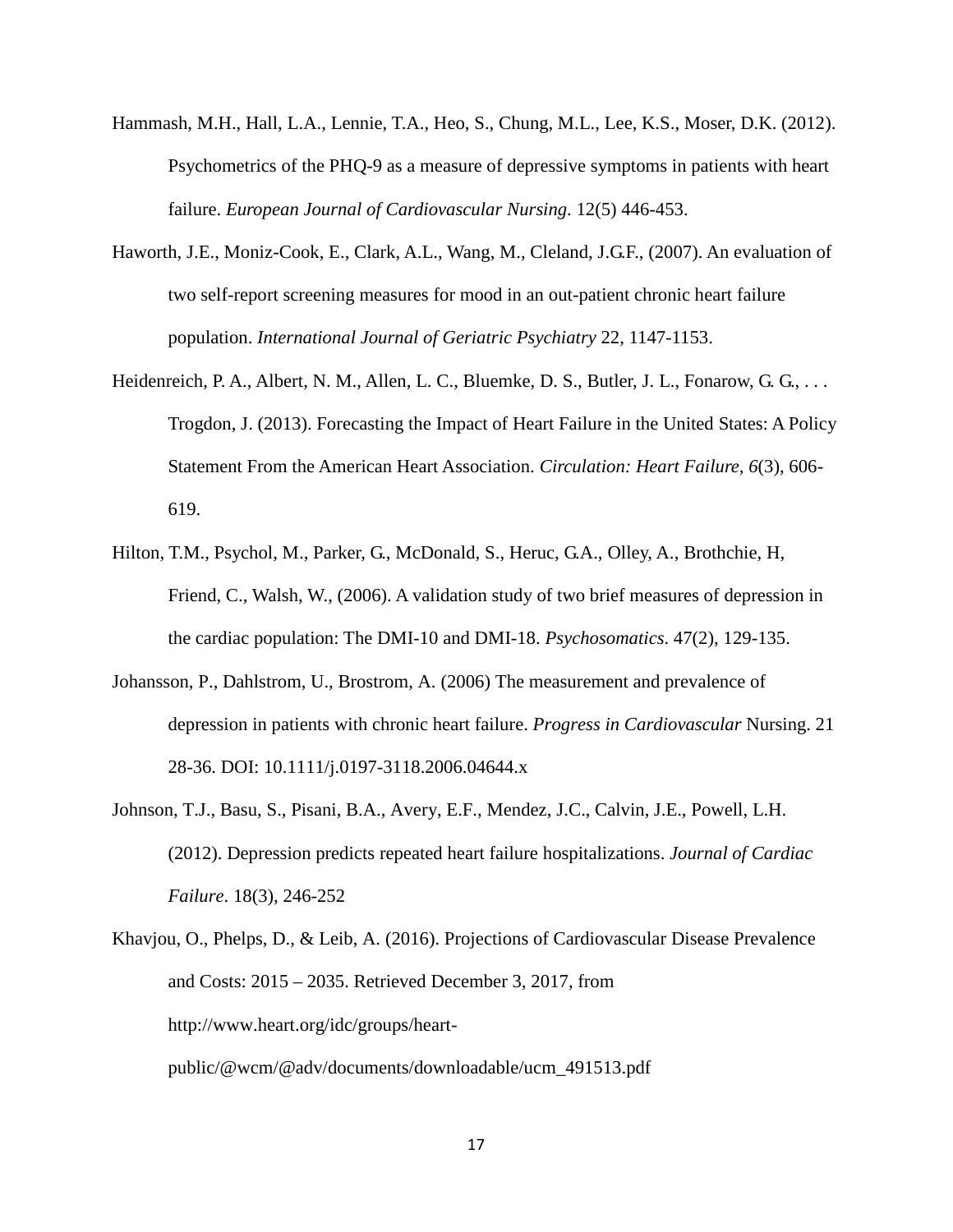Hammash, M.H., Hall, L.A., Lennie, T.A., Heo, S., Chung, M.L., Lee, K.S., Moser, D.K. (2012). Psychometrics of the PHQ-9 as a measure of depressive symptoms in patients with heart failure. *European Journal of Cardiovascular Nursing*. 12(5) 446-453.

Haworth, J.E., Moniz-Cook, E., Clark, A.L., Wang, M., Cleland, J.G.F., (2007). An evaluation of two self-report screening measures for mood in an out-patient chronic heart failure population. *International Journal of Geriatric Psychiatry* 22, 1147-1153.

Heidenreich, P. A., Albert, N. M., Allen, L. C., Bluemke, D. S., Butler, J. L., Fonarow, G. G., . . . Trogdon, J. (2013). Forecasting the Impact of Heart Failure in the United States: A Policy Statement From the American Heart Association. *Circulation: Heart Failure*, *6*(3), 606-619.

Hilton, T.M., Psychol, M., Parker, G., McDonald, S., Heruc, G.A., Olley, A., Brothchie, H, Friend, C., Walsh, W., (2006). A validation study of two brief measures of depression in the cardiac population: The DMI-10 and DMI-18. *Psychosomatics*. 47(2), 129-135.

Johansson, P., Dahlstrom, U., Brostrom, A. (2006) The measurement and prevalence of depression in patients with chronic heart failure. *Progress in Cardiovascular* Nursing. 21 28-36. DOI: 10.1111/j.0197-3118.2006.04644.x

Johnson, T.J., Basu, S., Pisani, B.A., Avery, E.F., Mendez, J.C., Calvin, J.E., Powell, L.H. (2012). Depression predicts repeated heart failure hospitalizations. *Journal of Cardiac Failure*. 18(3), 246-252

Khavjou, O., Phelps, D., & Leib, A. (2016). Projections of Cardiovascular Disease Prevalence and Costs: 2015 – 2035. Retrieved December 3, 2017, from http://www.heart.org/idc/groups/heart-public/@wcm/@adv/documents/downloadable/ucm_491513.pdf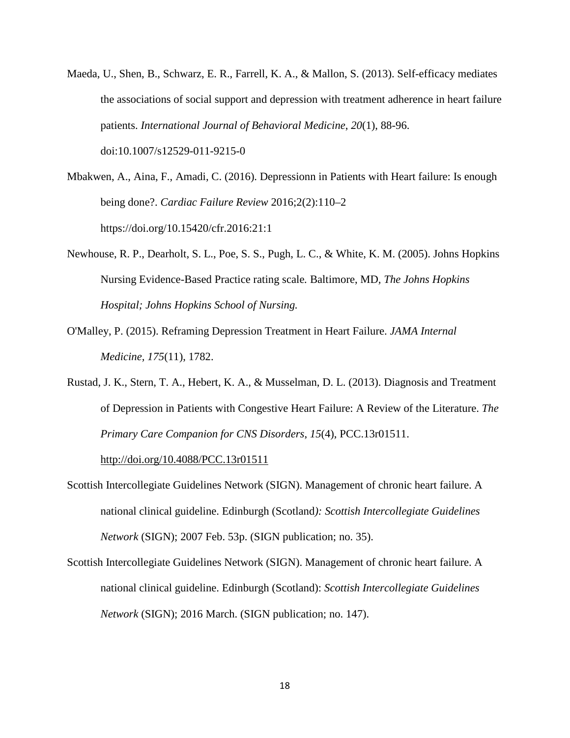Maeda, U., Shen, B., Schwarz, E. R., Farrell, K. A., & Mallon, S. (2013). Self-efficacy mediates the associations of social support and depression with treatment adherence in heart failure patients. *International Journal of Behavioral Medicine*, *20*(1), 88-96. doi:10.1007/s12529-011-9215-0

Mbakwen, A., Aina, F., Amadi, C. (2016). Depressionn in Patients with Heart failure: Is enough being done?. *Cardiac Failure Review* 2016;2(2):110–2 https://doi.org/10.15420/cfr.2016:21:1

Newhouse, R. P., Dearholt, S. L., Poe, S. S., Pugh, L. C., & White, K. M. (2005). Johns Hopkins Nursing Evidence-Based Practice rating scale. Baltimore, MD, *The Johns Hopkins Hospital; Johns Hopkins School of Nursing.*

O'Malley, P. (2015). Reframing Depression Treatment in Heart Failure. *JAMA Internal Medicine*, *175*(11), 1782.

Rustad, J. K., Stern, T. A., Hebert, K. A., & Musselman, D. L. (2013). Diagnosis and Treatment of Depression in Patients with Congestive Heart Failure: A Review of the Literature. *The Primary Care Companion for CNS Disorders*, *15*(4), PCC.13r01511. http://doi.org/10.4088/PCC.13r01511

Scottish Intercollegiate Guidelines Network (SIGN). Management of chronic heart failure. A national clinical guideline. Edinburgh (Scotland*): Scottish Intercollegiate Guidelines Network* (SIGN); 2007 Feb. 53p. (SIGN publication; no. 35).

Scottish Intercollegiate Guidelines Network (SIGN). Management of chronic heart failure. A national clinical guideline. Edinburgh (Scotland): *Scottish Intercollegiate Guidelines Network* (SIGN); 2016 March. (SIGN publication; no. 147).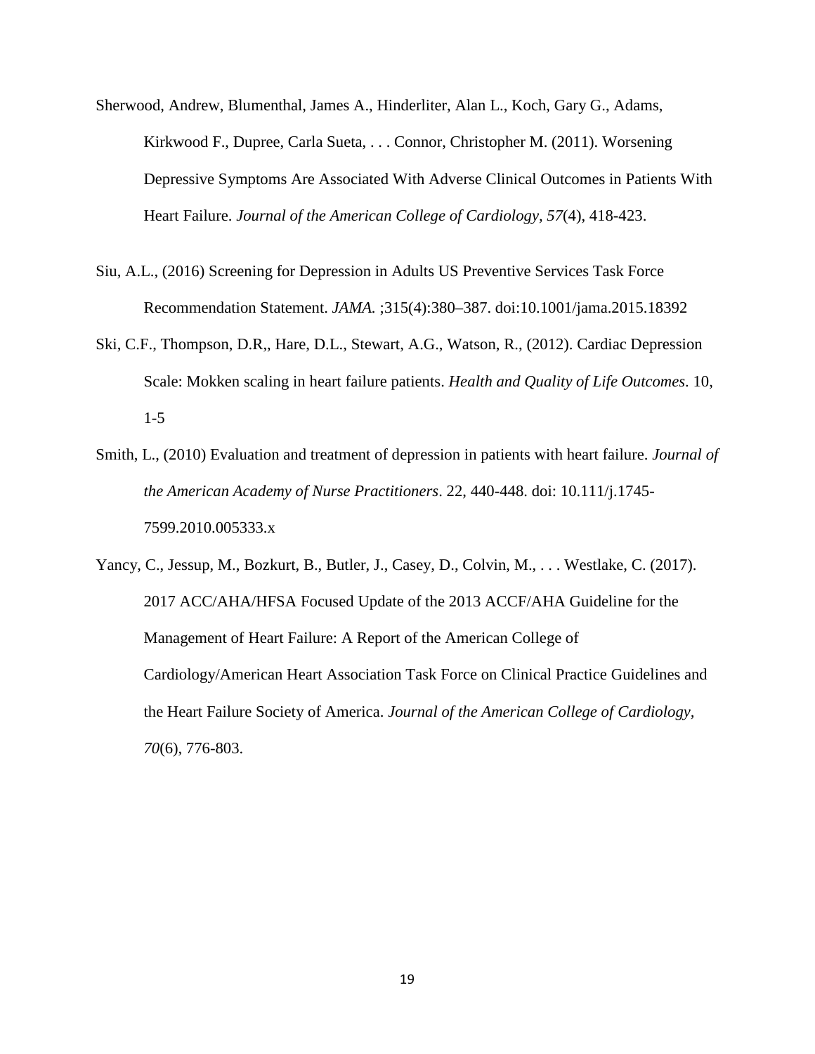Sherwood, Andrew, Blumenthal, James A., Hinderliter, Alan L., Koch, Gary G., Adams, Kirkwood F., Dupree, Carla Sueta, . . . Connor, Christopher M. (2011). Worsening Depressive Symptoms Are Associated With Adverse Clinical Outcomes in Patients With Heart Failure. *Journal of the American College of Cardiology*, *57*(4), 418-423.

Siu, A.L., (2016) Screening for Depression in Adults US Preventive Services Task Force Recommendation Statement. *JAMA.* ;315(4):380–387. doi:10.1001/jama.2015.18392

Ski, C.F., Thompson, D.R,, Hare, D.L., Stewart, A.G., Watson, R., (2012). Cardiac Depression Scale: Mokken scaling in heart failure patients. *Health and Quality of Life Outcomes*. 10, 1-5

Smith, L., (2010) Evaluation and treatment of depression in patients with heart failure. *Journal of the American Academy of Nurse Practitioners*. 22, 440-448. doi: 10.111/j.1745-7599.2010.005333.x

Yancy, C., Jessup, M., Bozkurt, B., Butler, J., Casey, D., Colvin, M., . . . Westlake, C. (2017). 2017 ACC/AHA/HFSA Focused Update of the 2013 ACCF/AHA Guideline for the Management of Heart Failure: A Report of the American College of Cardiology/American Heart Association Task Force on Clinical Practice Guidelines and the Heart Failure Society of America. *Journal of the American College of Cardiology*, *70*(6), 776-803.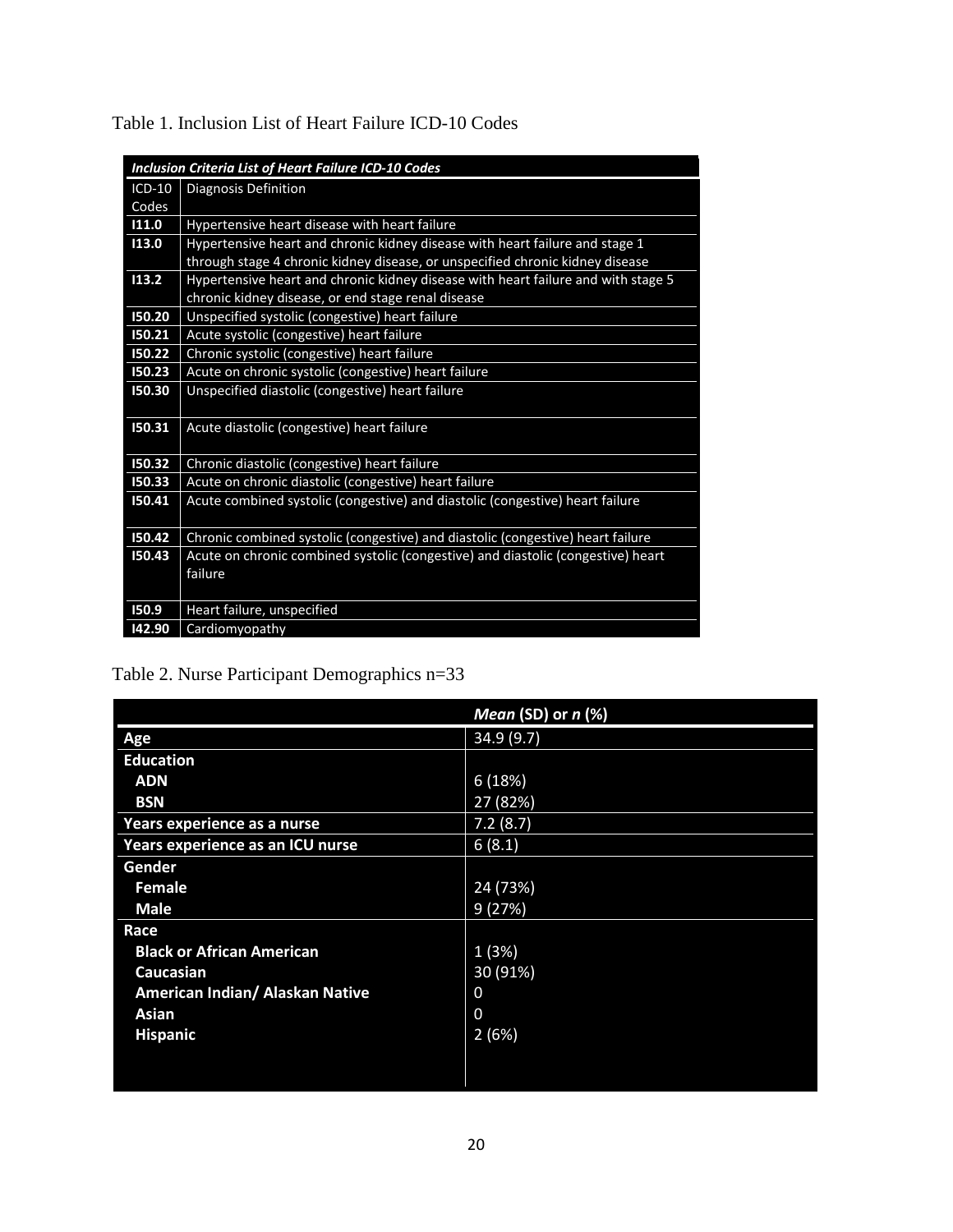Table 1. Inclusion List of Heart Failure ICD-10 Codes

| ***Inclusion Criteria List of Heart Failure ICD-10 Codes*** | |
|---|---|
| ICD-10 Codes | Diagnosis Definition |
| **I11.0** | Hypertensive heart disease with heart failure |
| **I13.0** | Hypertensive heart and chronic kidney disease with heart failure and stage 1 through stage 4 chronic kidney disease, or unspecified chronic kidney disease |
| **I13.2** | Hypertensive heart and chronic kidney disease with heart failure and with stage 5 chronic kidney disease, or end stage renal disease |
| **I50.20** | Unspecified systolic (congestive) heart failure |
| **I50.21** | Acute systolic (congestive) heart failure |
| **I50.22** | Chronic systolic (congestive) heart failure |
| **I50.23** | Acute on chronic systolic (congestive) heart failure |
| **I50.30** | Unspecified diastolic (congestive) heart failure |
| **I50.31** | Acute diastolic (congestive) heart failure |
| **I50.32** | Chronic diastolic (congestive) heart failure |
| **I50.33** | Acute on chronic diastolic (congestive) heart failure |
| **I50.41** | Acute combined systolic (congestive) and diastolic (congestive) heart failure |
| **I50.42** | Chronic combined systolic (congestive) and diastolic (congestive) heart failure |
| **I50.43** | Acute on chronic combined systolic (congestive) and diastolic (congestive) heart failure |
| **I50.9** | Heart failure, unspecified |
| **I42.90** | Cardiomyopathy |

Table 2. Nurse Participant Demographics n=33

| | ***Mean*** **(SD) or** ***n*** **(%)** |
|---|---|
| **Age** | 34.9 (9.7) |
| **Education** | |
| **ADN** | 6 (18%) |
| **BSN** | 27 (82%) |
| **Years experience as a nurse** | 7.2 (8.7) |
| **Years experience as an ICU nurse** | 6 (8.1) |
| **Gender** | |
| **Female** | 24 (73%) |
| **Male** | 9 (27%) |
| **Race** | |
| **Black or African American** | 1 (3%) |
| **Caucasian** | 30 (91%) |
| **American Indian/ Alaskan Native** | 0 |
| **Asian** | 0 |
| **Hispanic** | 2 (6%) |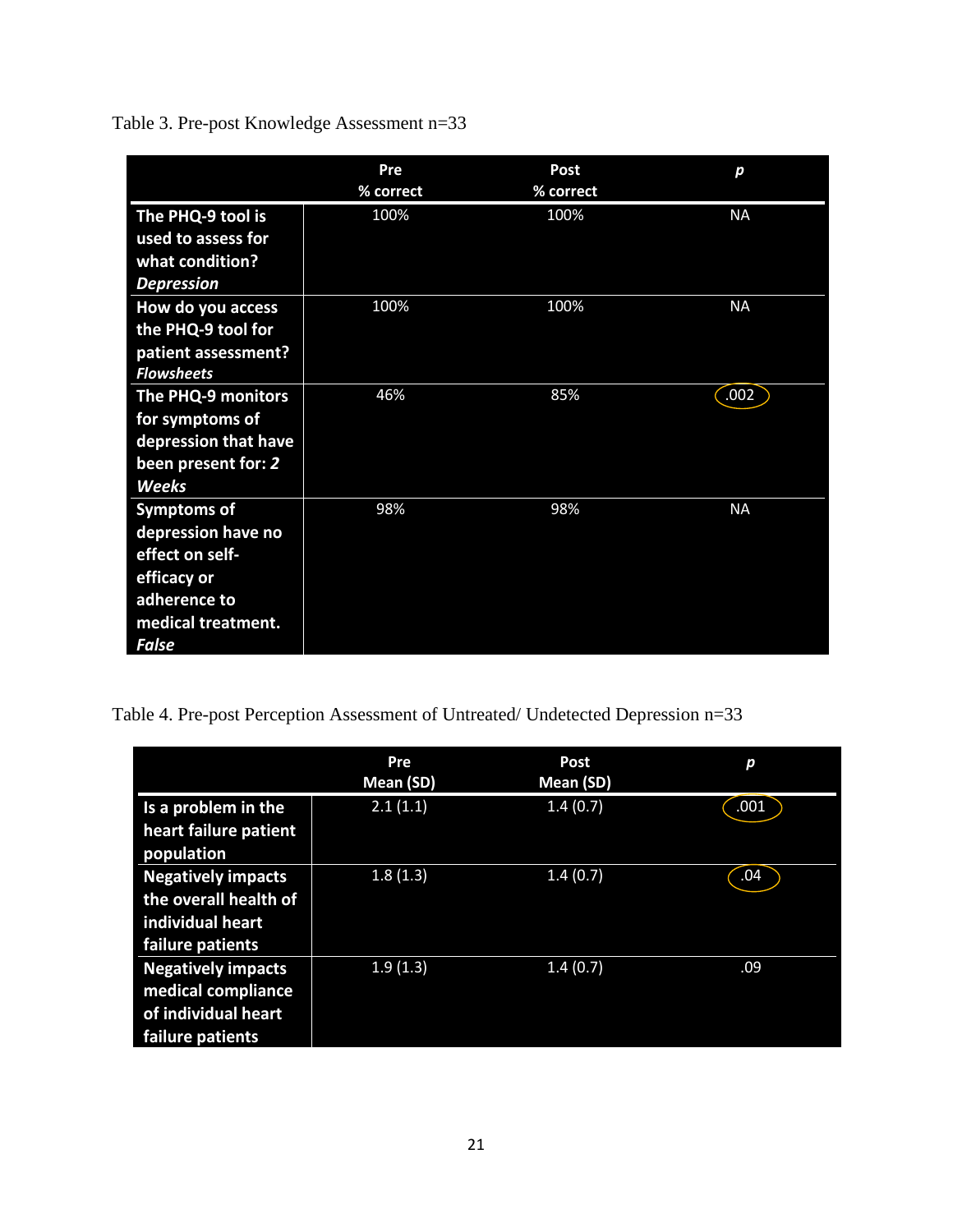Table 3. Pre-post Knowledge Assessment n=33

| | Pre % correct | Post % correct | *p* |
|---|---|---|---|
| **The PHQ-9 tool is used to assess for what condition? *Depression*** | 100% | 100% | NA |
| **How do you access the PHQ-9 tool for patient assessment? *Flowsheets*** | 100% | 100% | NA |
| **The PHQ-9 monitors for symptoms of depression that have been present for: *2 Weeks*** | 46% | 85% | .002 |
| **Symptoms of depression have no effect on self-efficacy or adherence to medical treatment. *False*** | 98% | 98% | NA |

Table 4. Pre-post Perception Assessment of Untreated/ Undetected Depression n=33

| | Pre Mean (SD) | Post Mean (SD) | *p* |
|---|---|---|---|
| **Is a problem in the heart failure patient population** | 2.1 (1.1) | 1.4 (0.7) | .001 |
| **Negatively impacts the overall health of individual heart failure patients** | 1.8 (1.3) | 1.4 (0.7) | .04 |
| **Negatively impacts medical compliance of individual heart failure patients** | 1.9 (1.3) | 1.4 (0.7) | .09 |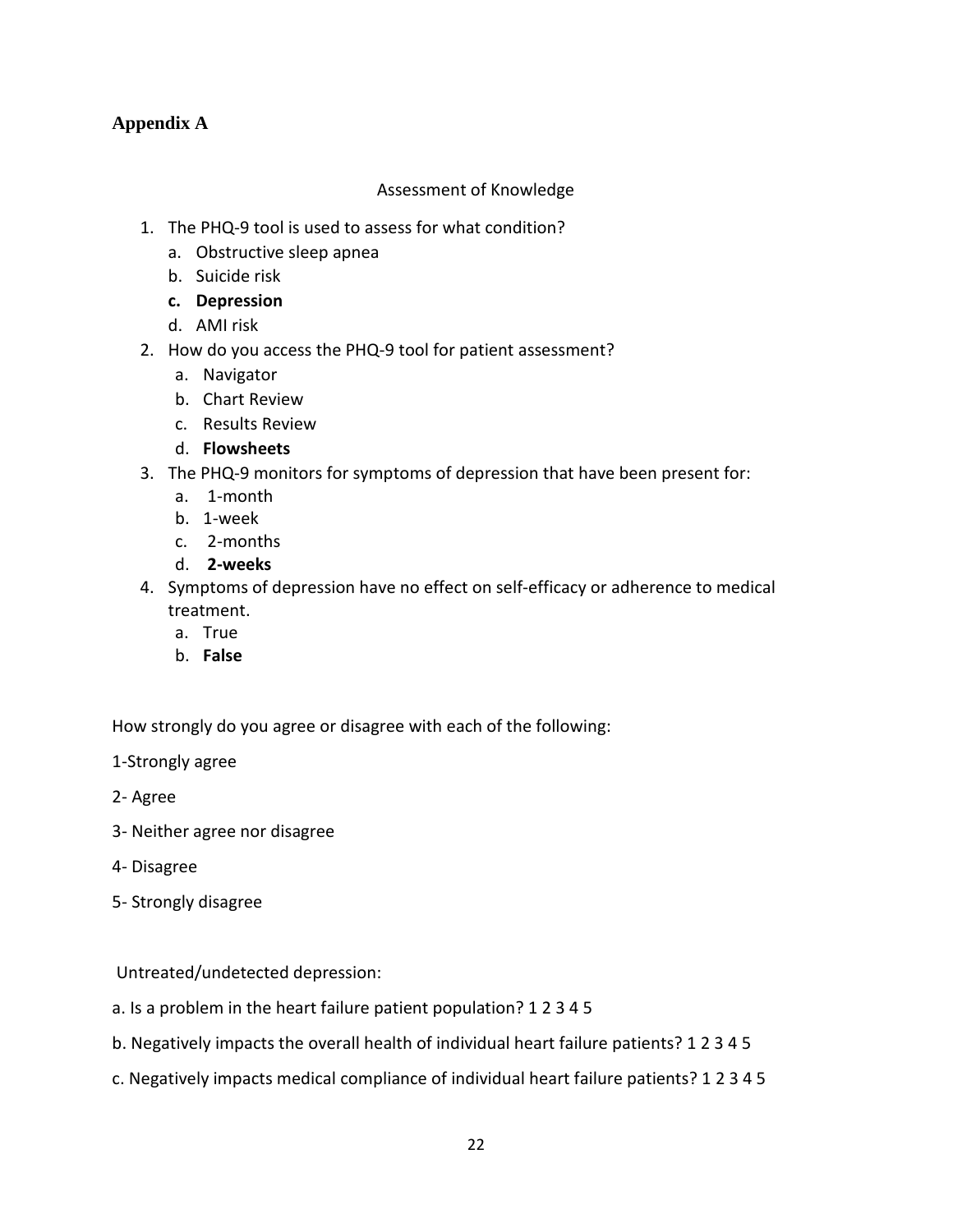# Appendix A

Assessment of Knowledge

1. The PHQ-9 tool is used to assess for what condition?
   a. Obstructive sleep apnea
   b. Suicide risk
   **c. Depression**
   d. AMI risk
2. How do you access the PHQ-9 tool for patient assessment?
   a. Navigator
   b. Chart Review
   c. Results Review
   d. **Flowsheets**
3. The PHQ-9 monitors for symptoms of depression that have been present for:
   a. 1-month
   b. 1-week
   c. 2-months
   d. **2-weeks**
4. Symptoms of depression have no effect on self-efficacy or adherence to medical treatment.
   a. True
   b. **False**

How strongly do you agree or disagree with each of the following:

1-Strongly agree

2- Agree

3- Neither agree nor disagree

4- Disagree

5- Strongly disagree

Untreated/undetected depression:

a. Is a problem in the heart failure patient population? 1 2 3 4 5

b. Negatively impacts the overall health of individual heart failure patients? 1 2 3 4 5

c. Negatively impacts medical compliance of individual heart failure patients? 1 2 3 4 5